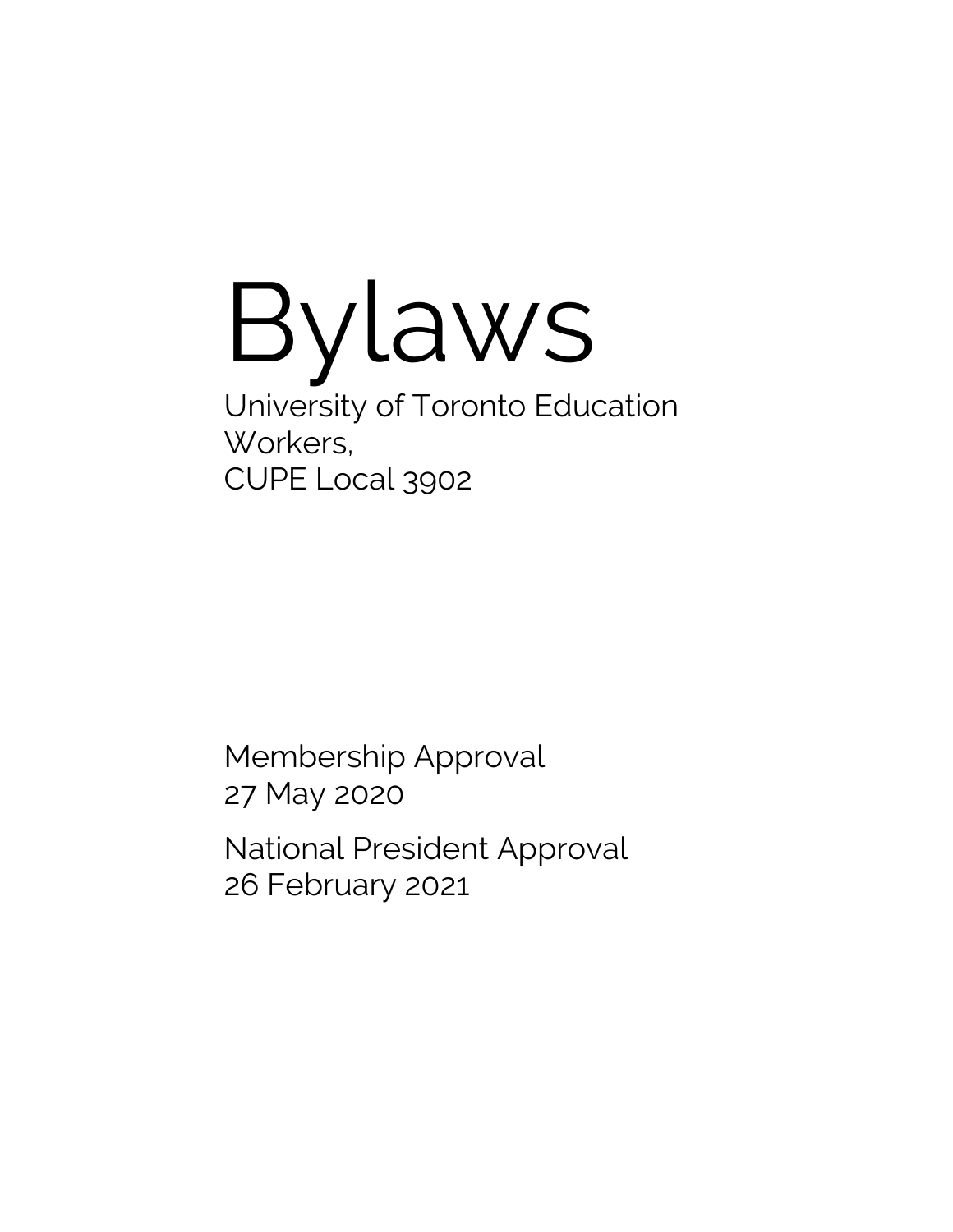# Bylaws

University of Toronto Education Workers,
CUPE Local 3902

Membership Approval
27 May 2020

National President Approval
26 February 2021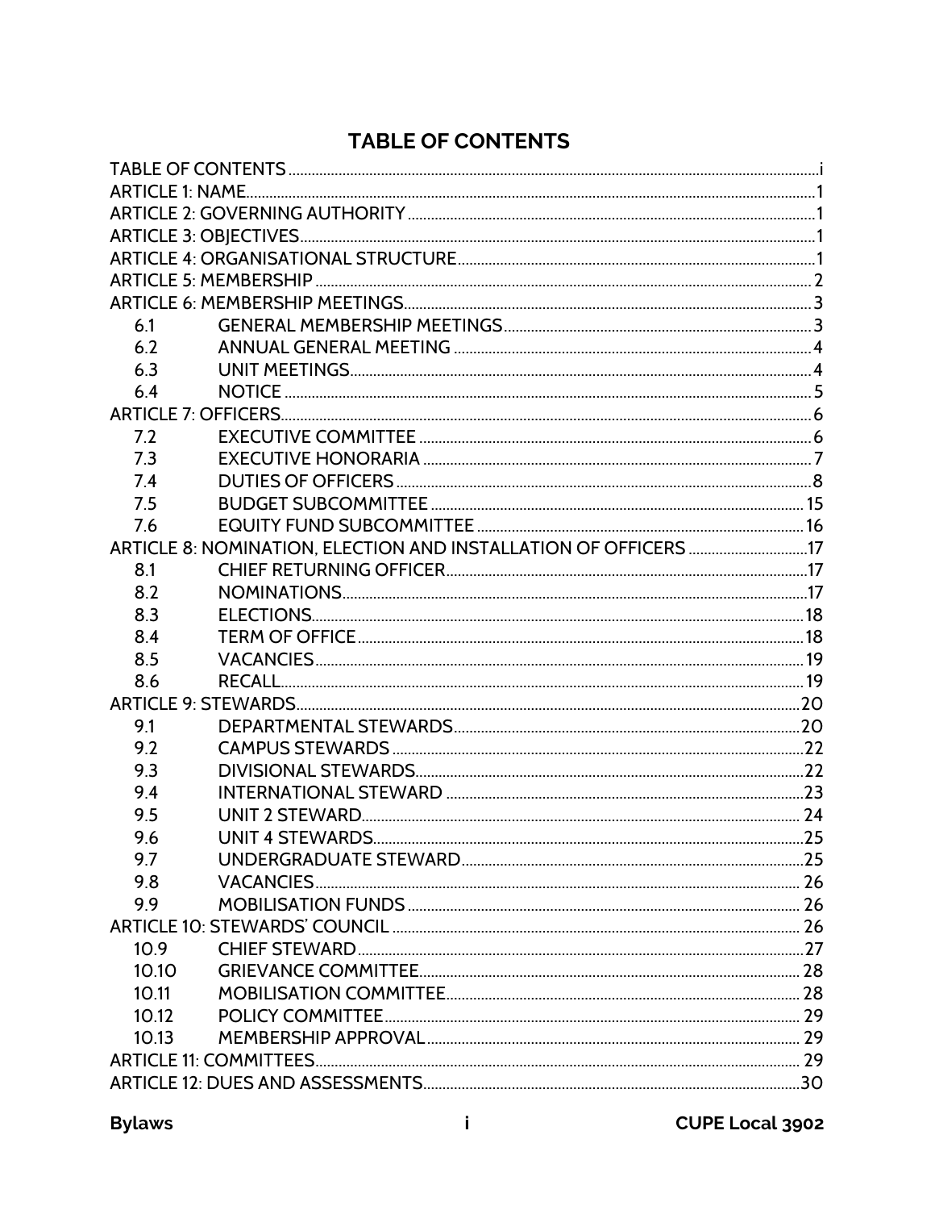# TABLE OF CONTENTS

| | | |
|---|---|---|
| TABLE OF CONTENTS | | i |
| ARTICLE 1: NAME | | 1 |
| ARTICLE 2: GOVERNING AUTHORITY | | 1 |
| ARTICLE 3: OBJECTIVES | | 1 |
| ARTICLE 4: ORGANISATIONAL STRUCTURE | | 1 |
| ARTICLE 5: MEMBERSHIP | | 2 |
| ARTICLE 6: MEMBERSHIP MEETINGS | | 3 |
| 6.1 | GENERAL MEMBERSHIP MEETINGS | 3 |
| 6.2 | ANNUAL GENERAL MEETING | 4 |
| 6.3 | UNIT MEETINGS | 4 |
| 6.4 | NOTICE | 5 |
| ARTICLE 7: OFFICERS | | 6 |
| 7.2 | EXECUTIVE COMMITTEE | 6 |
| 7.3 | EXECUTIVE HONORARIA | 7 |
| 7.4 | DUTIES OF OFFICERS | 8 |
| 7.5 | BUDGET SUBCOMMITTEE | 15 |
| 7.6 | EQUITY FUND SUBCOMMITTEE | 16 |
| ARTICLE 8: NOMINATION, ELECTION AND INSTALLATION OF OFFICERS | | 17 |
| 8.1 | CHIEF RETURNING OFFICER | 17 |
| 8.2 | NOMINATIONS | 17 |
| 8.3 | ELECTIONS | 18 |
| 8.4 | TERM OF OFFICE | 18 |
| 8.5 | VACANCIES | 19 |
| 8.6 | RECALL | 19 |
| ARTICLE 9: STEWARDS | | 20 |
| 9.1 | DEPARTMENTAL STEWARDS | 20 |
| 9.2 | CAMPUS STEWARDS | 22 |
| 9.3 | DIVISIONAL STEWARDS | 22 |
| 9.4 | INTERNATIONAL STEWARD | 23 |
| 9.5 | UNIT 2 STEWARD | 24 |
| 9.6 | UNIT 4 STEWARDS | 25 |
| 9.7 | UNDERGRADUATE STEWARD | 25 |
| 9.8 | VACANCIES | 26 |
| 9.9 | MOBILISATION FUNDS | 26 |
| ARTICLE 10: STEWARDS' COUNCIL | | 26 |
| 10.9 | CHIEF STEWARD | 27 |
| 10.10 | GRIEVANCE COMMITTEE | 28 |
| 10.11 | MOBILISATION COMMITTEE | 28 |
| 10.12 | POLICY COMMITTEE | 29 |
| 10.13 | MEMBERSHIP APPROVAL | 29 |
| ARTICLE 11: COMMITTEES | | 29 |
| ARTICLE 12: DUES AND ASSESSMENTS | | 30 |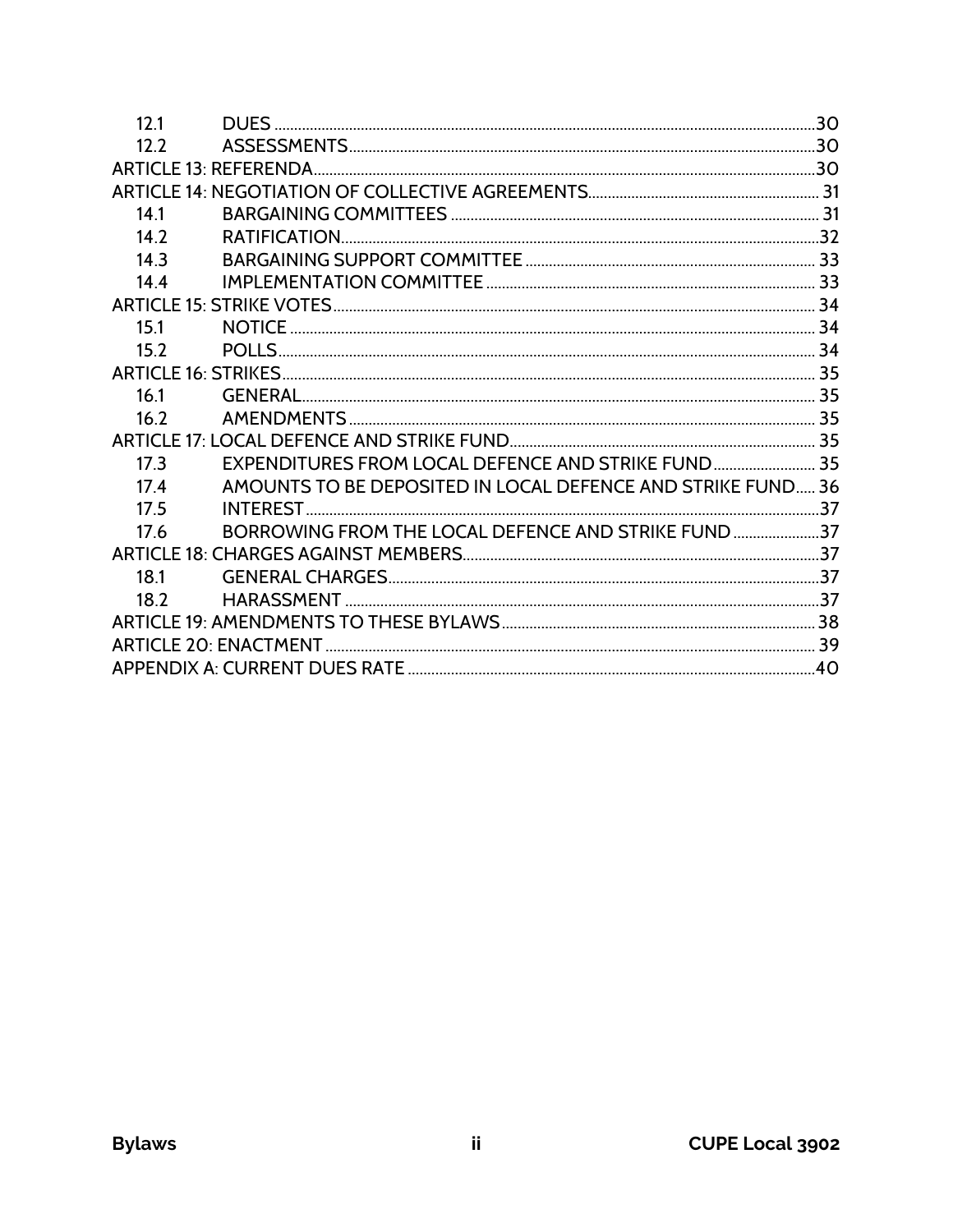| | | |
|---|---|---|
| 12.1 | DUES | 30 |
| 12.2 | ASSESSMENTS | 30 |
| ARTICLE 13: REFERENDA | | 30 |
| ARTICLE 14: NEGOTIATION OF COLLECTIVE AGREEMENTS | | 31 |
| 14.1 | BARGAINING COMMITTEES | 31 |
| 14.2 | RATIFICATION | 32 |
| 14.3 | BARGAINING SUPPORT COMMITTEE | 33 |
| 14.4 | IMPLEMENTATION COMMITTEE | 33 |
| ARTICLE 15: STRIKE VOTES | | 34 |
| 15.1 | NOTICE | 34 |
| 15.2 | POLLS | 34 |
| ARTICLE 16: STRIKES | | 35 |
| 16.1 | GENERAL | 35 |
| 16.2 | AMENDMENTS | 35 |
| ARTICLE 17: LOCAL DEFENCE AND STRIKE FUND | | 35 |
| 17.3 | EXPENDITURES FROM LOCAL DEFENCE AND STRIKE FUND | 35 |
| 17.4 | AMOUNTS TO BE DEPOSITED IN LOCAL DEFENCE AND STRIKE FUND | 36 |
| 17.5 | INTEREST | 37 |
| 17.6 | BORROWING FROM THE LOCAL DEFENCE AND STRIKE FUND | 37 |
| ARTICLE 18: CHARGES AGAINST MEMBERS | | 37 |
| 18.1 | GENERAL CHARGES | 37 |
| 18.2 | HARASSMENT | 37 |
| ARTICLE 19: AMENDMENTS TO THESE BYLAWS | | 38 |
| ARTICLE 20: ENACTMENT | | 39 |
| APPENDIX A: CURRENT DUES RATE | | 40 |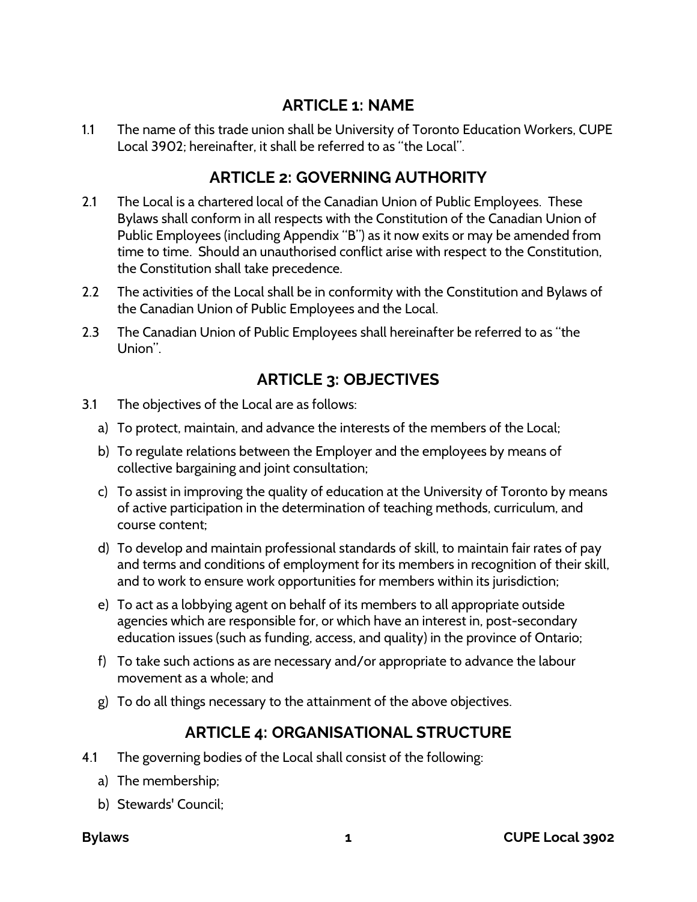## ARTICLE 1: NAME

1.1 The name of this trade union shall be University of Toronto Education Workers, CUPE Local 3902; hereinafter, it shall be referred to as "the Local".

## ARTICLE 2: GOVERNING AUTHORITY

2.1 The Local is a chartered local of the Canadian Union of Public Employees. These Bylaws shall conform in all respects with the Constitution of the Canadian Union of Public Employees (including Appendix "B") as it now exits or may be amended from time to time. Should an unauthorised conflict arise with respect to the Constitution, the Constitution shall take precedence.

2.2 The activities of the Local shall be in conformity with the Constitution and Bylaws of the Canadian Union of Public Employees and the Local.

2.3 The Canadian Union of Public Employees shall hereinafter be referred to as "the Union".

## ARTICLE 3: OBJECTIVES

3.1 The objectives of the Local are as follows:

a) To protect, maintain, and advance the interests of the members of the Local;

b) To regulate relations between the Employer and the employees by means of collective bargaining and joint consultation;

c) To assist in improving the quality of education at the University of Toronto by means of active participation in the determination of teaching methods, curriculum, and course content;

d) To develop and maintain professional standards of skill, to maintain fair rates of pay and terms and conditions of employment for its members in recognition of their skill, and to work to ensure work opportunities for members within its jurisdiction;

e) To act as a lobbying agent on behalf of its members to all appropriate outside agencies which are responsible for, or which have an interest in, post-secondary education issues (such as funding, access, and quality) in the province of Ontario;

f) To take such actions as are necessary and/or appropriate to advance the labour movement as a whole; and

g) To do all things necessary to the attainment of the above objectives.

## ARTICLE 4: ORGANISATIONAL STRUCTURE

4.1 The governing bodies of the Local shall consist of the following:

a) The membership;

b) Stewards' Council;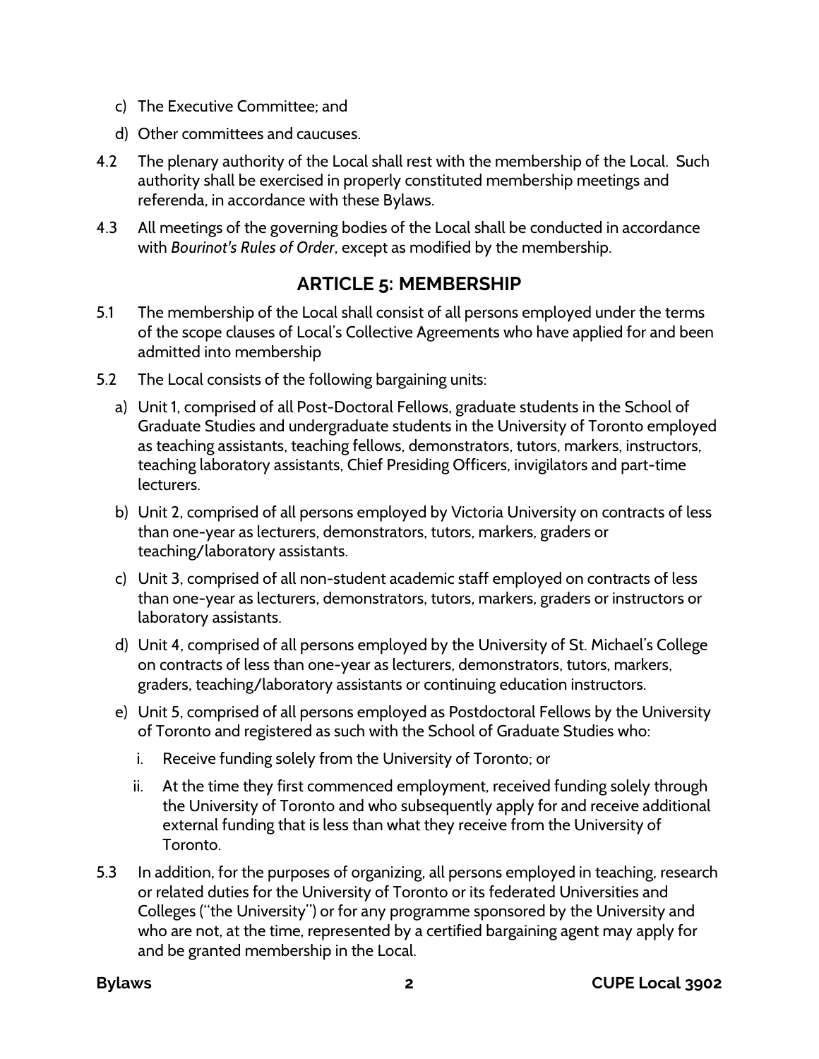c) The Executive Committee; and

d) Other committees and caucuses.

4.2 The plenary authority of the Local shall rest with the membership of the Local. Such authority shall be exercised in properly constituted membership meetings and referenda, in accordance with these Bylaws.

4.3 All meetings of the governing bodies of the Local shall be conducted in accordance with *Bourinot's Rules of Order*, except as modified by the membership.

## ARTICLE 5: MEMBERSHIP

5.1 The membership of the Local shall consist of all persons employed under the terms of the scope clauses of Local's Collective Agreements who have applied for and been admitted into membership

5.2 The Local consists of the following bargaining units:

a) Unit 1, comprised of all Post-Doctoral Fellows, graduate students in the School of Graduate Studies and undergraduate students in the University of Toronto employed as teaching assistants, teaching fellows, demonstrators, tutors, markers, instructors, teaching laboratory assistants, Chief Presiding Officers, invigilators and part-time lecturers.

b) Unit 2, comprised of all persons employed by Victoria University on contracts of less than one-year as lecturers, demonstrators, tutors, markers, graders or teaching/laboratory assistants.

c) Unit 3, comprised of all non-student academic staff employed on contracts of less than one-year as lecturers, demonstrators, tutors, markers, graders or instructors or laboratory assistants.

d) Unit 4, comprised of all persons employed by the University of St. Michael's College on contracts of less than one-year as lecturers, demonstrators, tutors, markers, graders, teaching/laboratory assistants or continuing education instructors.

e) Unit 5, comprised of all persons employed as Postdoctoral Fellows by the University of Toronto and registered as such with the School of Graduate Studies who:

   i. Receive funding solely from the University of Toronto; or

   ii. At the time they first commenced employment, received funding solely through the University of Toronto and who subsequently apply for and receive additional external funding that is less than what they receive from the University of Toronto.

5.3 In addition, for the purposes of organizing, all persons employed in teaching, research or related duties for the University of Toronto or its federated Universities and Colleges ("the University") or for any programme sponsored by the University and who are not, at the time, represented by a certified bargaining agent may apply for and be granted membership in the Local.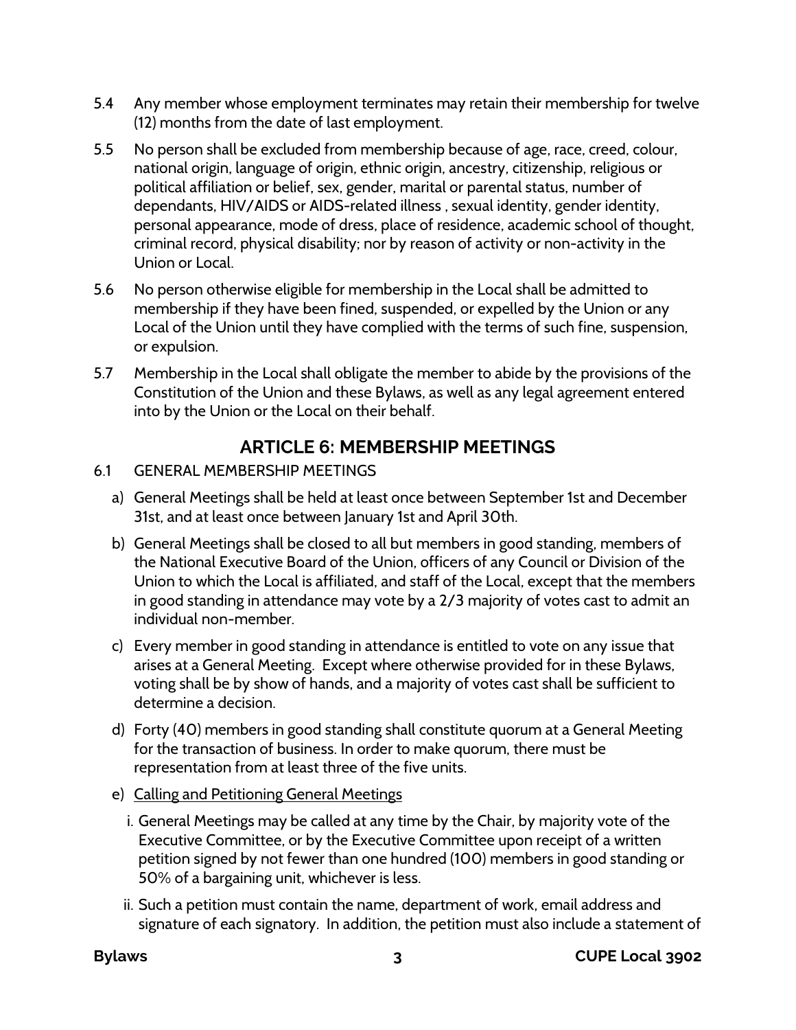5.4 Any member whose employment terminates may retain their membership for twelve (12) months from the date of last employment.

5.5 No person shall be excluded from membership because of age, race, creed, colour, national origin, language of origin, ethnic origin, ancestry, citizenship, religious or political affiliation or belief, sex, gender, marital or parental status, number of dependants, HIV/AIDS or AIDS-related illness , sexual identity, gender identity, personal appearance, mode of dress, place of residence, academic school of thought, criminal record, physical disability; nor by reason of activity or non-activity in the Union or Local.

5.6 No person otherwise eligible for membership in the Local shall be admitted to membership if they have been fined, suspended, or expelled by the Union or any Local of the Union until they have complied with the terms of such fine, suspension, or expulsion.

5.7 Membership in the Local shall obligate the member to abide by the provisions of the Constitution of the Union and these Bylaws, as well as any legal agreement entered into by the Union or the Local on their behalf.

## ARTICLE 6: MEMBERSHIP MEETINGS

6.1 GENERAL MEMBERSHIP MEETINGS

a) General Meetings shall be held at least once between September 1st and December 31st, and at least once between January 1st and April 30th.

b) General Meetings shall be closed to all but members in good standing, members of the National Executive Board of the Union, officers of any Council or Division of the Union to which the Local is affiliated, and staff of the Local, except that the members in good standing in attendance may vote by a 2/3 majority of votes cast to admit an individual non-member.

c) Every member in good standing in attendance is entitled to vote on any issue that arises at a General Meeting. Except where otherwise provided for in these Bylaws, voting shall be by show of hands, and a majority of votes cast shall be sufficient to determine a decision.

d) Forty (40) members in good standing shall constitute quorum at a General Meeting for the transaction of business. In order to make quorum, there must be representation from at least three of the five units.

e) Calling and Petitioning General Meetings

i. General Meetings may be called at any time by the Chair, by majority vote of the Executive Committee, or by the Executive Committee upon receipt of a written petition signed by not fewer than one hundred (100) members in good standing or 50% of a bargaining unit, whichever is less.

ii. Such a petition must contain the name, department of work, email address and signature of each signatory. In addition, the petition must also include a statement of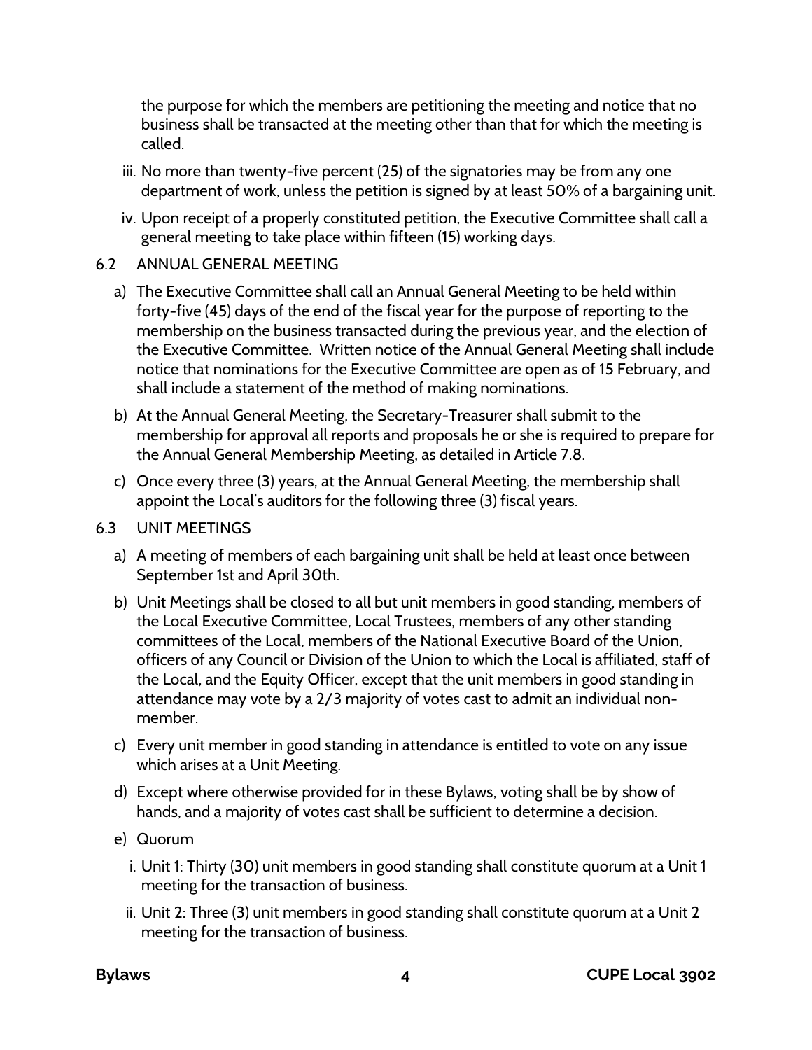the purpose for which the members are petitioning the meeting and notice that no business shall be transacted at the meeting other than that for which the meeting is called.

iii. No more than twenty-five percent (25) of the signatories may be from any one department of work, unless the petition is signed by at least 50% of a bargaining unit.

iv. Upon receipt of a properly constituted petition, the Executive Committee shall call a general meeting to take place within fifteen (15) working days.

6.2 ANNUAL GENERAL MEETING

a) The Executive Committee shall call an Annual General Meeting to be held within forty-five (45) days of the end of the fiscal year for the purpose of reporting to the membership on the business transacted during the previous year, and the election of the Executive Committee. Written notice of the Annual General Meeting shall include notice that nominations for the Executive Committee are open as of 15 February, and shall include a statement of the method of making nominations.

b) At the Annual General Meeting, the Secretary-Treasurer shall submit to the membership for approval all reports and proposals he or she is required to prepare for the Annual General Membership Meeting, as detailed in Article 7.8.

c) Once every three (3) years, at the Annual General Meeting, the membership shall appoint the Local's auditors for the following three (3) fiscal years.

6.3 UNIT MEETINGS

a) A meeting of members of each bargaining unit shall be held at least once between September 1st and April 30th.

b) Unit Meetings shall be closed to all but unit members in good standing, members of the Local Executive Committee, Local Trustees, members of any other standing committees of the Local, members of the National Executive Board of the Union, officers of any Council or Division of the Union to which the Local is affiliated, staff of the Local, and the Equity Officer, except that the unit members in good standing in attendance may vote by a 2/3 majority of votes cast to admit an individual non-member.

c) Every unit member in good standing in attendance is entitled to vote on any issue which arises at a Unit Meeting.

d) Except where otherwise provided for in these Bylaws, voting shall be by show of hands, and a majority of votes cast shall be sufficient to determine a decision.

e) <u>Quorum</u>

i. Unit 1: Thirty (30) unit members in good standing shall constitute quorum at a Unit 1 meeting for the transaction of business.

ii. Unit 2: Three (3) unit members in good standing shall constitute quorum at a Unit 2 meeting for the transaction of business.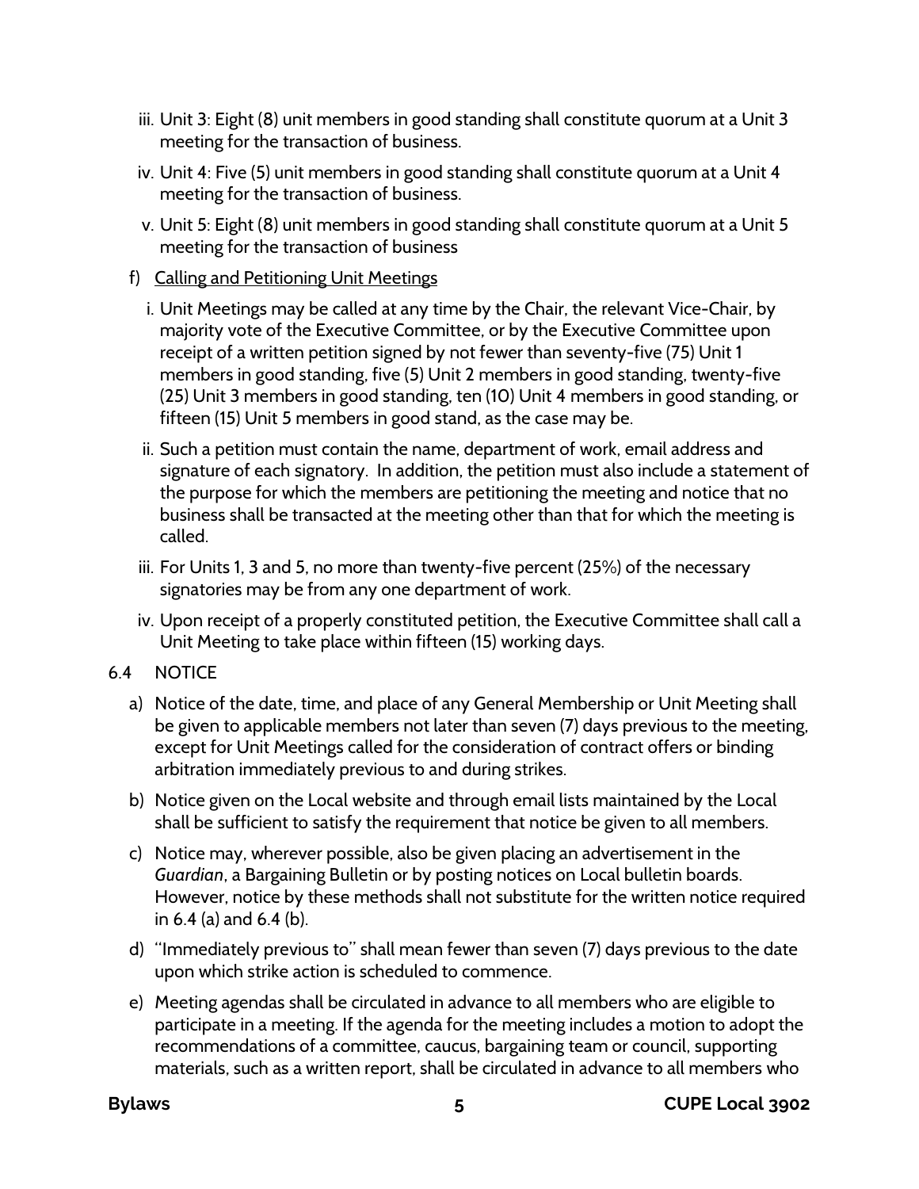iii. Unit 3: Eight (8) unit members in good standing shall constitute quorum at a Unit 3 meeting for the transaction of business.

iv. Unit 4: Five (5) unit members in good standing shall constitute quorum at a Unit 4 meeting for the transaction of business.

v. Unit 5: Eight (8) unit members in good standing shall constitute quorum at a Unit 5 meeting for the transaction of business

f) Calling and Petitioning Unit Meetings

i. Unit Meetings may be called at any time by the Chair, the relevant Vice-Chair, by majority vote of the Executive Committee, or by the Executive Committee upon receipt of a written petition signed by not fewer than seventy-five (75) Unit 1 members in good standing, five (5) Unit 2 members in good standing, twenty-five (25) Unit 3 members in good standing, ten (10) Unit 4 members in good standing, or fifteen (15) Unit 5 members in good stand, as the case may be.

ii. Such a petition must contain the name, department of work, email address and signature of each signatory. In addition, the petition must also include a statement of the purpose for which the members are petitioning the meeting and notice that no business shall be transacted at the meeting other than that for which the meeting is called.

iii. For Units 1, 3 and 5, no more than twenty-five percent (25%) of the necessary signatories may be from any one department of work.

iv. Upon receipt of a properly constituted petition, the Executive Committee shall call a Unit Meeting to take place within fifteen (15) working days.

6.4 NOTICE

a) Notice of the date, time, and place of any General Membership or Unit Meeting shall be given to applicable members not later than seven (7) days previous to the meeting, except for Unit Meetings called for the consideration of contract offers or binding arbitration immediately previous to and during strikes.

b) Notice given on the Local website and through email lists maintained by the Local shall be sufficient to satisfy the requirement that notice be given to all members.

c) Notice may, wherever possible, also be given placing an advertisement in the *Guardian*, a Bargaining Bulletin or by posting notices on Local bulletin boards. However, notice by these methods shall not substitute for the written notice required in 6.4 (a) and 6.4 (b).

d) "Immediately previous to" shall mean fewer than seven (7) days previous to the date upon which strike action is scheduled to commence.

e) Meeting agendas shall be circulated in advance to all members who are eligible to participate in a meeting. If the agenda for the meeting includes a motion to adopt the recommendations of a committee, caucus, bargaining team or council, supporting materials, such as a written report, shall be circulated in advance to all members who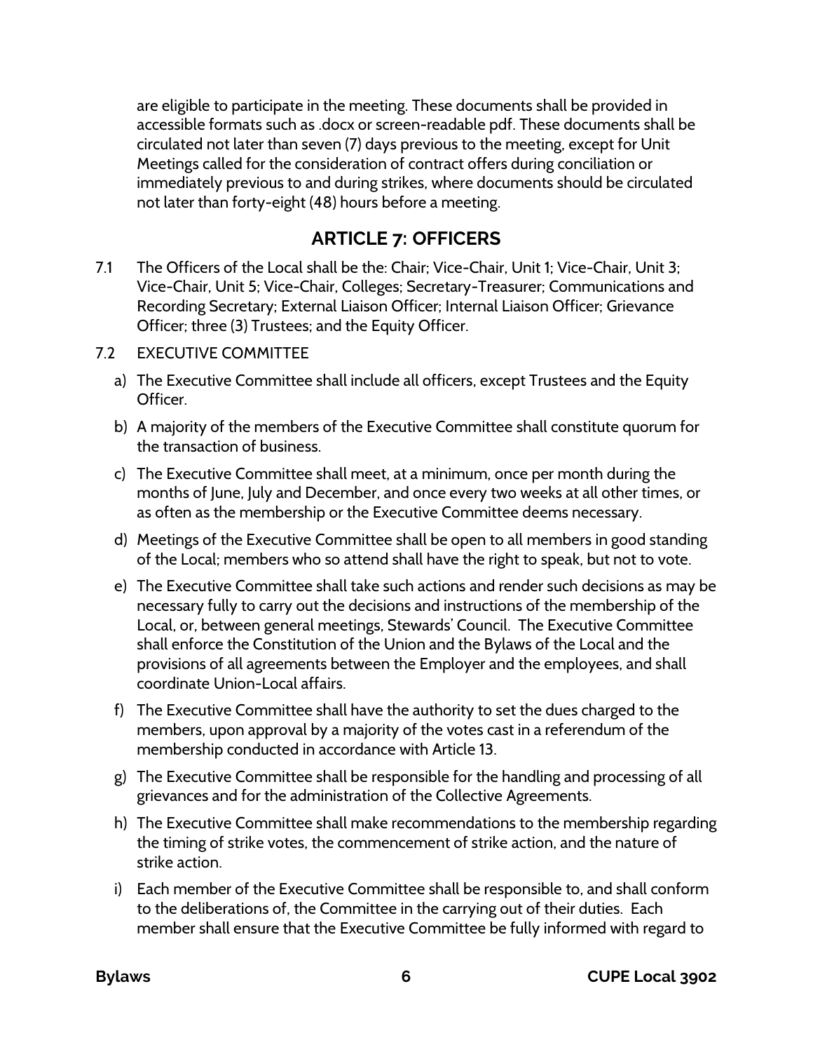are eligible to participate in the meeting. These documents shall be provided in accessible formats such as .docx or screen-readable pdf. These documents shall be circulated not later than seven (7) days previous to the meeting, except for Unit Meetings called for the consideration of contract offers during conciliation or immediately previous to and during strikes, where documents should be circulated not later than forty-eight (48) hours before a meeting.

## ARTICLE 7: OFFICERS

7.1 The Officers of the Local shall be the: Chair; Vice-Chair, Unit 1; Vice-Chair, Unit 3; Vice-Chair, Unit 5; Vice-Chair, Colleges; Secretary-Treasurer; Communications and Recording Secretary; External Liaison Officer; Internal Liaison Officer; Grievance Officer; three (3) Trustees; and the Equity Officer.

7.2 EXECUTIVE COMMITTEE

a) The Executive Committee shall include all officers, except Trustees and the Equity Officer.

b) A majority of the members of the Executive Committee shall constitute quorum for the transaction of business.

c) The Executive Committee shall meet, at a minimum, once per month during the months of June, July and December, and once every two weeks at all other times, or as often as the membership or the Executive Committee deems necessary.

d) Meetings of the Executive Committee shall be open to all members in good standing of the Local; members who so attend shall have the right to speak, but not to vote.

e) The Executive Committee shall take such actions and render such decisions as may be necessary fully to carry out the decisions and instructions of the membership of the Local, or, between general meetings, Stewards' Council. The Executive Committee shall enforce the Constitution of the Union and the Bylaws of the Local and the provisions of all agreements between the Employer and the employees, and shall coordinate Union-Local affairs.

f) The Executive Committee shall have the authority to set the dues charged to the members, upon approval by a majority of the votes cast in a referendum of the membership conducted in accordance with Article 13.

g) The Executive Committee shall be responsible for the handling and processing of all grievances and for the administration of the Collective Agreements.

h) The Executive Committee shall make recommendations to the membership regarding the timing of strike votes, the commencement of strike action, and the nature of strike action.

i) Each member of the Executive Committee shall be responsible to, and shall conform to the deliberations of, the Committee in the carrying out of their duties. Each member shall ensure that the Executive Committee be fully informed with regard to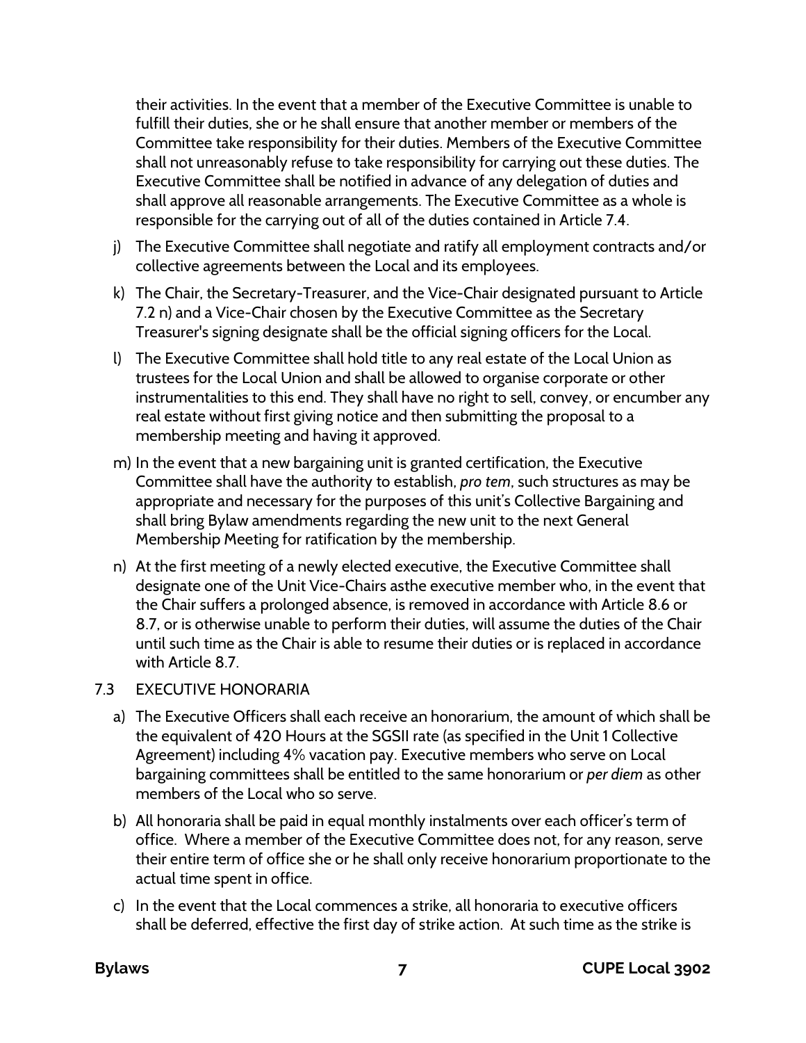their activities. In the event that a member of the Executive Committee is unable to fulfill their duties, she or he shall ensure that another member or members of the Committee take responsibility for their duties. Members of the Executive Committee shall not unreasonably refuse to take responsibility for carrying out these duties. The Executive Committee shall be notified in advance of any delegation of duties and shall approve all reasonable arrangements. The Executive Committee as a whole is responsible for the carrying out of all of the duties contained in Article 7.4.

j) The Executive Committee shall negotiate and ratify all employment contracts and/or collective agreements between the Local and its employees.

k) The Chair, the Secretary-Treasurer, and the Vice-Chair designated pursuant to Article 7.2 n) and a Vice-Chair chosen by the Executive Committee as the Secretary Treasurer's signing designate shall be the official signing officers for the Local.

l) The Executive Committee shall hold title to any real estate of the Local Union as trustees for the Local Union and shall be allowed to organise corporate or other instrumentalities to this end. They shall have no right to sell, convey, or encumber any real estate without first giving notice and then submitting the proposal to a membership meeting and having it approved.

m) In the event that a new bargaining unit is granted certification, the Executive Committee shall have the authority to establish, *pro tem*, such structures as may be appropriate and necessary for the purposes of this unit's Collective Bargaining and shall bring Bylaw amendments regarding the new unit to the next General Membership Meeting for ratification by the membership.

n) At the first meeting of a newly elected executive, the Executive Committee shall designate one of the Unit Vice-Chairs asthe executive member who, in the event that the Chair suffers a prolonged absence, is removed in accordance with Article 8.6 or 8.7, or is otherwise unable to perform their duties, will assume the duties of the Chair until such time as the Chair is able to resume their duties or is replaced in accordance with Article 8.7.

7.3 EXECUTIVE HONORARIA

a) The Executive Officers shall each receive an honorarium, the amount of which shall be the equivalent of 420 Hours at the SGSII rate (as specified in the Unit 1 Collective Agreement) including 4% vacation pay. Executive members who serve on Local bargaining committees shall be entitled to the same honorarium or *per diem* as other members of the Local who so serve.

b) All honoraria shall be paid in equal monthly instalments over each officer's term of office. Where a member of the Executive Committee does not, for any reason, serve their entire term of office she or he shall only receive honorarium proportionate to the actual time spent in office.

c) In the event that the Local commences a strike, all honoraria to executive officers shall be deferred, effective the first day of strike action. At such time as the strike is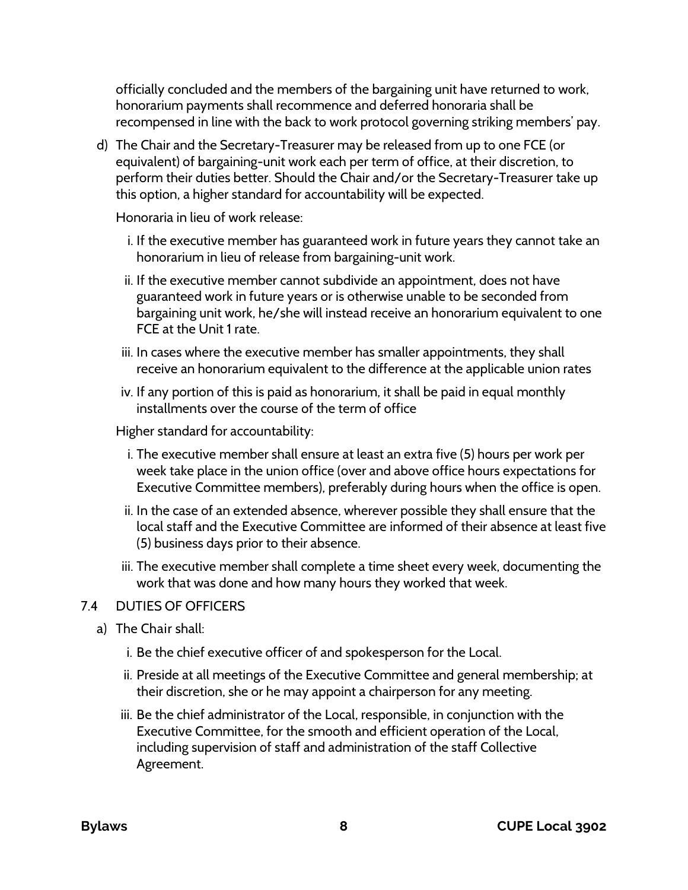officially concluded and the members of the bargaining unit have returned to work, honorarium payments shall recommence and deferred honoraria shall be recompensed in line with the back to work protocol governing striking members' pay.

d) The Chair and the Secretary-Treasurer may be released from up to one FCE (or equivalent) of bargaining-unit work each per term of office, at their discretion, to perform their duties better. Should the Chair and/or the Secretary-Treasurer take up this option, a higher standard for accountability will be expected.

   Honoraria in lieu of work release:

   i. If the executive member has guaranteed work in future years they cannot take an honorarium in lieu of release from bargaining-unit work.
   ii. If the executive member cannot subdivide an appointment, does not have guaranteed work in future years or is otherwise unable to be seconded from bargaining unit work, he/she will instead receive an honorarium equivalent to one FCE at the Unit 1 rate.
   iii. In cases where the executive member has smaller appointments, they shall receive an honorarium equivalent to the difference at the applicable union rates
   iv. If any portion of this is paid as honorarium, it shall be paid in equal monthly installments over the course of the term of office

   Higher standard for accountability:

   i. The executive member shall ensure at least an extra five (5) hours per work per week take place in the union office (over and above office hours expectations for Executive Committee members), preferably during hours when the office is open.
   ii. In the case of an extended absence, wherever possible they shall ensure that the local staff and the Executive Committee are informed of their absence at least five (5) business days prior to their absence.
   iii. The executive member shall complete a time sheet every week, documenting the work that was done and how many hours they worked that week.

## 7.4 DUTIES OF OFFICERS

a) The Chair shall:

   i. Be the chief executive officer of and spokesperson for the Local.
   ii. Preside at all meetings of the Executive Committee and general membership; at their discretion, she or he may appoint a chairperson for any meeting.
   iii. Be the chief administrator of the Local, responsible, in conjunction with the Executive Committee, for the smooth and efficient operation of the Local, including supervision of staff and administration of the staff Collective Agreement.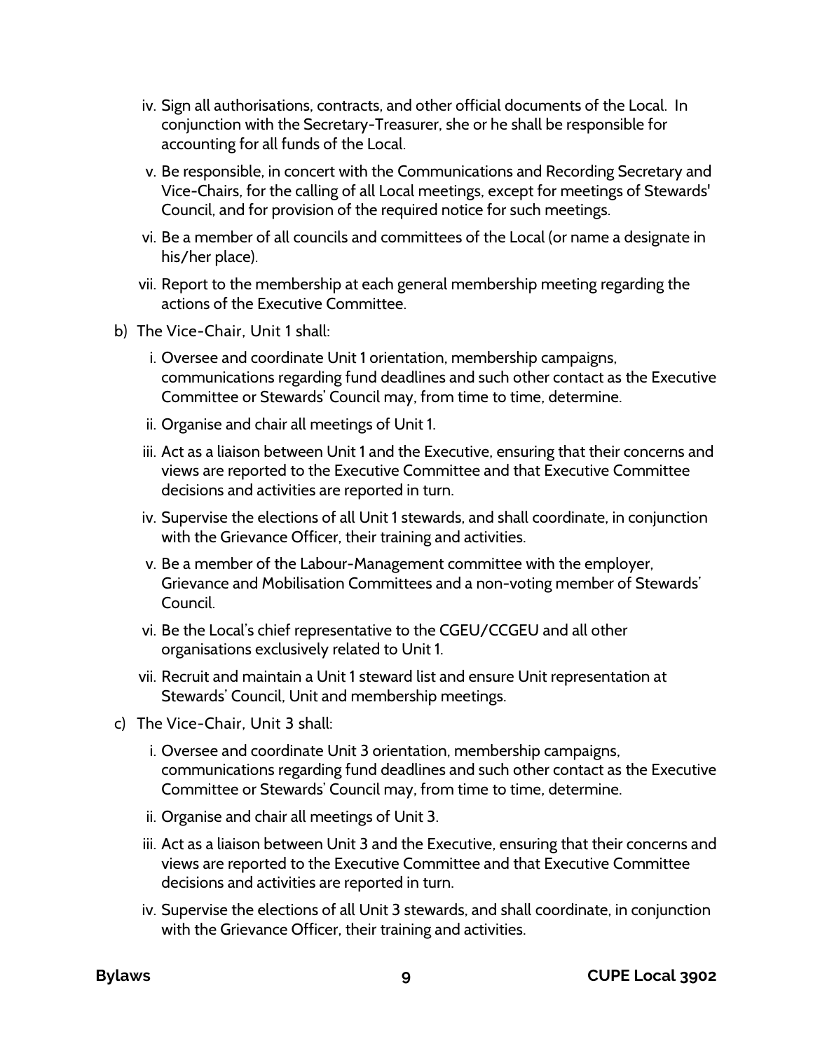iv. Sign all authorisations, contracts, and other official documents of the Local. In conjunction with the Secretary-Treasurer, she or he shall be responsible for accounting for all funds of the Local.
   v. Be responsible, in concert with the Communications and Recording Secretary and Vice-Chairs, for the calling of all Local meetings, except for meetings of Stewards' Council, and for provision of the required notice for such meetings.
   vi. Be a member of all councils and committees of the Local (or name a designate in his/her place).
   vii. Report to the membership at each general membership meeting regarding the actions of the Executive Committee.

b) The Vice-Chair, Unit 1 shall:
   i. Oversee and coordinate Unit 1 orientation, membership campaigns, communications regarding fund deadlines and such other contact as the Executive Committee or Stewards' Council may, from time to time, determine.
   ii. Organise and chair all meetings of Unit 1.
   iii. Act as a liaison between Unit 1 and the Executive, ensuring that their concerns and views are reported to the Executive Committee and that Executive Committee decisions and activities are reported in turn.
   iv. Supervise the elections of all Unit 1 stewards, and shall coordinate, in conjunction with the Grievance Officer, their training and activities.
   v. Be a member of the Labour-Management committee with the employer, Grievance and Mobilisation Committees and a non-voting member of Stewards' Council.
   vi. Be the Local's chief representative to the CGEU/CCGEU and all other organisations exclusively related to Unit 1.
   vii. Recruit and maintain a Unit 1 steward list and ensure Unit representation at Stewards' Council, Unit and membership meetings.

c) The Vice-Chair, Unit 3 shall:
   i. Oversee and coordinate Unit 3 orientation, membership campaigns, communications regarding fund deadlines and such other contact as the Executive Committee or Stewards' Council may, from time to time, determine.
   ii. Organise and chair all meetings of Unit 3.
   iii. Act as a liaison between Unit 3 and the Executive, ensuring that their concerns and views are reported to the Executive Committee and that Executive Committee decisions and activities are reported in turn.
   iv. Supervise the elections of all Unit 3 stewards, and shall coordinate, in conjunction with the Grievance Officer, their training and activities.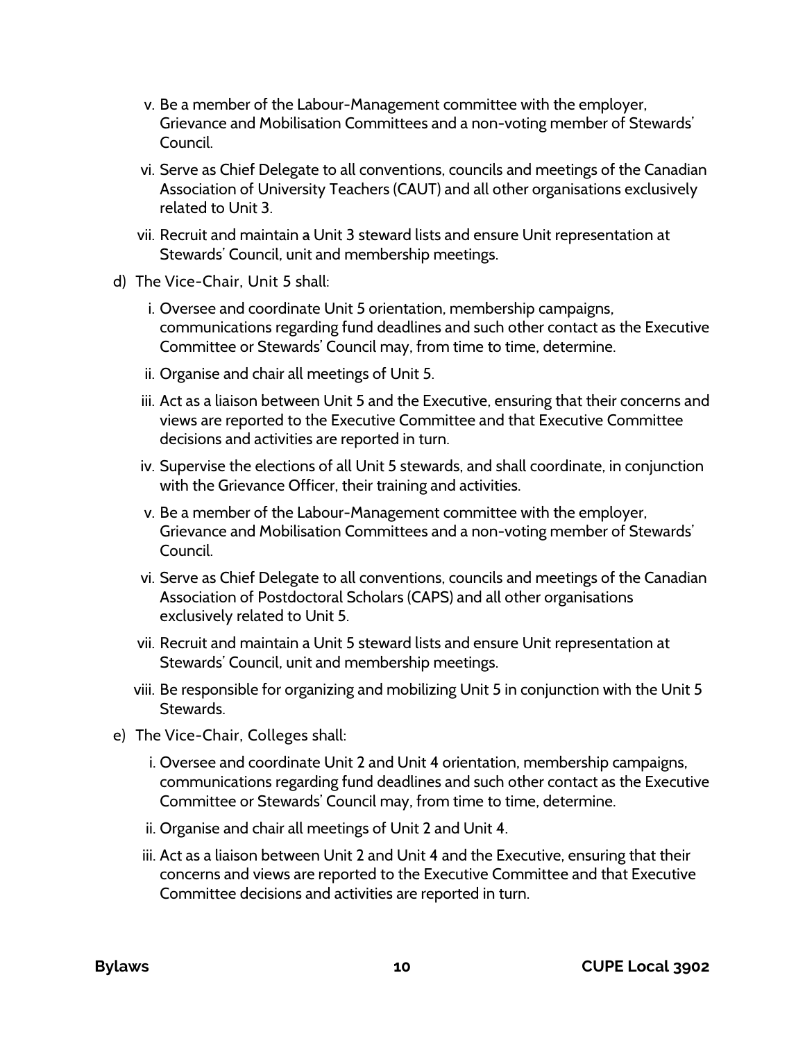v. Be a member of the Labour-Management committee with the employer, Grievance and Mobilisation Committees and a non-voting member of Stewards' Council.

vi. Serve as Chief Delegate to all conventions, councils and meetings of the Canadian Association of University Teachers (CAUT) and all other organisations exclusively related to Unit 3.

vii. Recruit and maintain ~~a~~ Unit 3 steward lists and ensure Unit representation at Stewards' Council, unit and membership meetings.

d) The Vice-Chair, Unit 5 shall:

i. Oversee and coordinate Unit 5 orientation, membership campaigns, communications regarding fund deadlines and such other contact as the Executive Committee or Stewards' Council may, from time to time, determine.

ii. Organise and chair all meetings of Unit 5.

iii. Act as a liaison between Unit 5 and the Executive, ensuring that their concerns and views are reported to the Executive Committee and that Executive Committee decisions and activities are reported in turn.

iv. Supervise the elections of all Unit 5 stewards, and shall coordinate, in conjunction with the Grievance Officer, their training and activities.

v. Be a member of the Labour-Management committee with the employer, Grievance and Mobilisation Committees and a non-voting member of Stewards' Council.

vi. Serve as Chief Delegate to all conventions, councils and meetings of the Canadian Association of Postdoctoral Scholars (CAPS) and all other organisations exclusively related to Unit 5.

vii. Recruit and maintain a Unit 5 steward lists and ensure Unit representation at Stewards' Council, unit and membership meetings.

viii. Be responsible for organizing and mobilizing Unit 5 in conjunction with the Unit 5 Stewards.

e) The Vice-Chair, Colleges shall:

i. Oversee and coordinate Unit 2 and Unit 4 orientation, membership campaigns, communications regarding fund deadlines and such other contact as the Executive Committee or Stewards' Council may, from time to time, determine.

ii. Organise and chair all meetings of Unit 2 and Unit 4.

iii. Act as a liaison between Unit 2 and Unit 4 and the Executive, ensuring that their concerns and views are reported to the Executive Committee and that Executive Committee decisions and activities are reported in turn.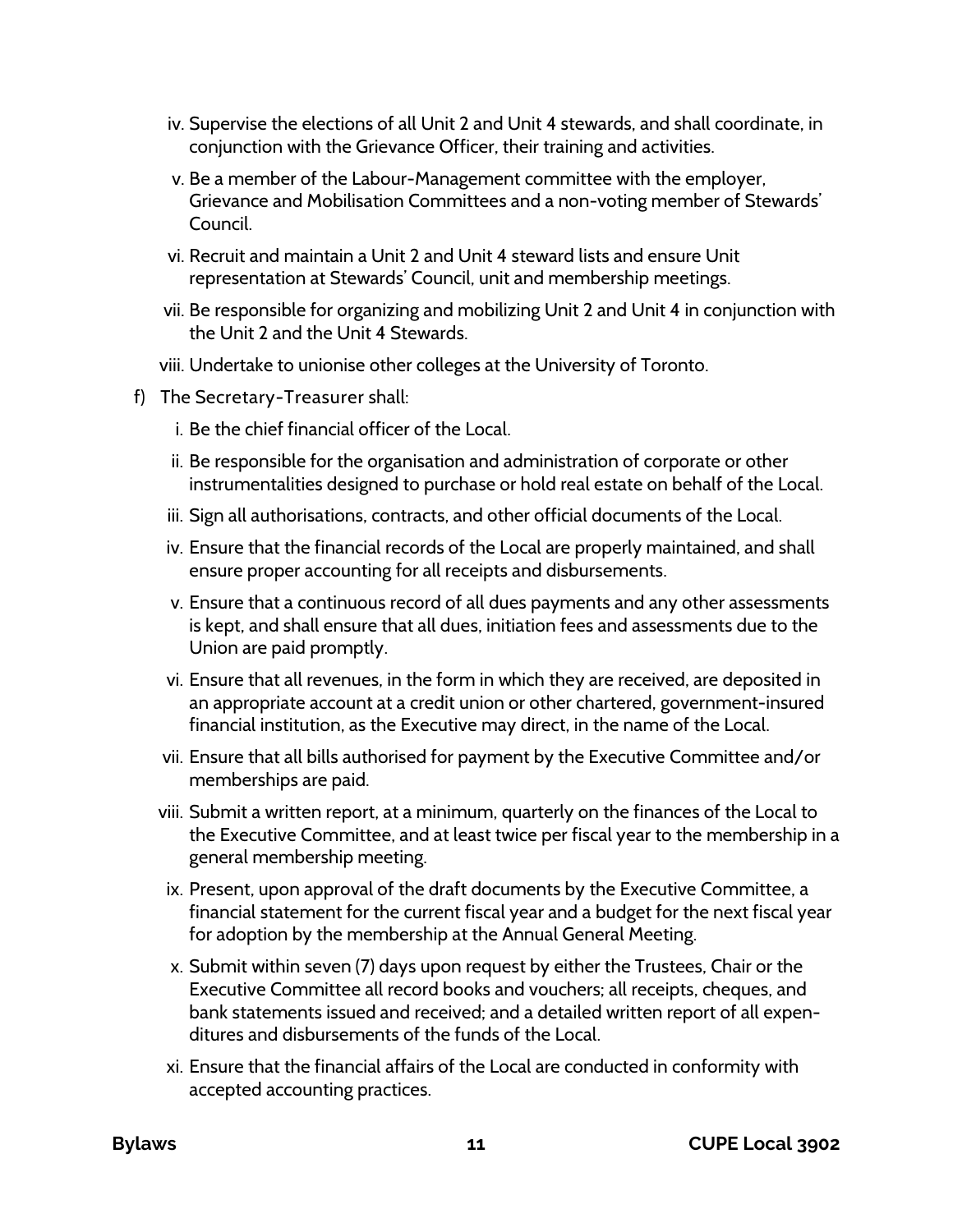iv. Supervise the elections of all Unit 2 and Unit 4 stewards, and shall coordinate, in conjunction with the Grievance Officer, their training and activities.

v. Be a member of the Labour-Management committee with the employer, Grievance and Mobilisation Committees and a non-voting member of Stewards' Council.

vi. Recruit and maintain a Unit 2 and Unit 4 steward lists and ensure Unit representation at Stewards' Council, unit and membership meetings.

vii. Be responsible for organizing and mobilizing Unit 2 and Unit 4 in conjunction with the Unit 2 and the Unit 4 Stewards.

viii. Undertake to unionise other colleges at the University of Toronto.

f) The Secretary-Treasurer shall:

i. Be the chief financial officer of the Local.

ii. Be responsible for the organisation and administration of corporate or other instrumentalities designed to purchase or hold real estate on behalf of the Local.

iii. Sign all authorisations, contracts, and other official documents of the Local.

iv. Ensure that the financial records of the Local are properly maintained, and shall ensure proper accounting for all receipts and disbursements.

v. Ensure that a continuous record of all dues payments and any other assessments is kept, and shall ensure that all dues, initiation fees and assessments due to the Union are paid promptly.

vi. Ensure that all revenues, in the form in which they are received, are deposited in an appropriate account at a credit union or other chartered, government-insured financial institution, as the Executive may direct, in the name of the Local.

vii. Ensure that all bills authorised for payment by the Executive Committee and/or memberships are paid.

viii. Submit a written report, at a minimum, quarterly on the finances of the Local to the Executive Committee, and at least twice per fiscal year to the membership in a general membership meeting.

ix. Present, upon approval of the draft documents by the Executive Committee, a financial statement for the current fiscal year and a budget for the next fiscal year for adoption by the membership at the Annual General Meeting.

x. Submit within seven (7) days upon request by either the Trustees, Chair or the Executive Committee all record books and vouchers; all receipts, cheques, and bank statements issued and received; and a detailed written report of all expenditures and disbursements of the funds of the Local.

xi. Ensure that the financial affairs of the Local are conducted in conformity with accepted accounting practices.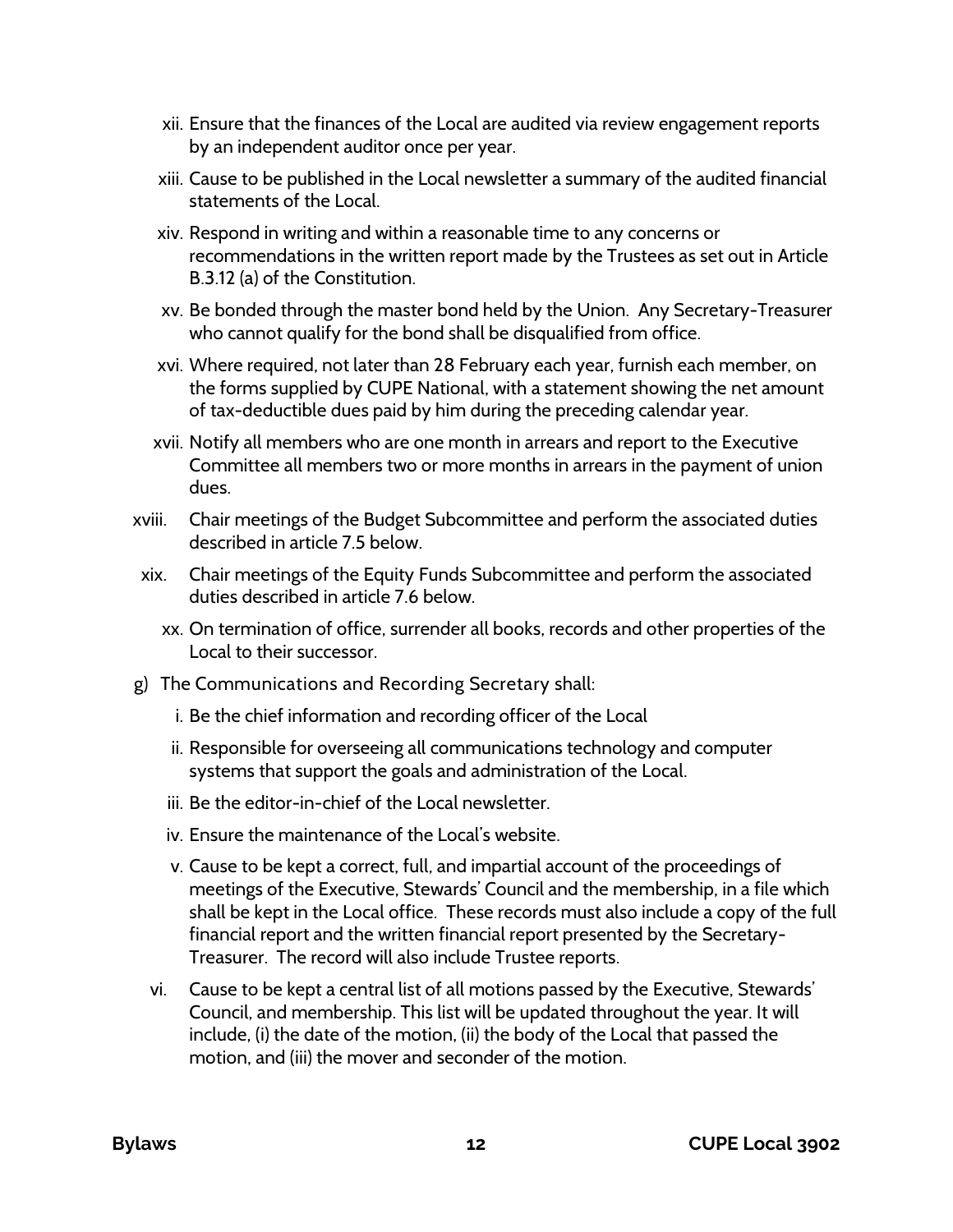xii. Ensure that the finances of the Local are audited via review engagement reports by an independent auditor once per year.

xiii. Cause to be published in the Local newsletter a summary of the audited financial statements of the Local.

xiv. Respond in writing and within a reasonable time to any concerns or recommendations in the written report made by the Trustees as set out in Article B.3.12 (a) of the Constitution.

xv. Be bonded through the master bond held by the Union. Any Secretary-Treasurer who cannot qualify for the bond shall be disqualified from office.

xvi. Where required, not later than 28 February each year, furnish each member, on the forms supplied by CUPE National, with a statement showing the net amount of tax-deductible dues paid by him during the preceding calendar year.

xvii. Notify all members who are one month in arrears and report to the Executive Committee all members two or more months in arrears in the payment of union dues.

xviii. Chair meetings of the Budget Subcommittee and perform the associated duties described in article 7.5 below.

xix. Chair meetings of the Equity Funds Subcommittee and perform the associated duties described in article 7.6 below.

xx. On termination of office, surrender all books, records and other properties of the Local to their successor.

g) The Communications and Recording Secretary shall:

i. Be the chief information and recording officer of the Local

ii. Responsible for overseeing all communications technology and computer systems that support the goals and administration of the Local.

iii. Be the editor-in-chief of the Local newsletter.

iv. Ensure the maintenance of the Local's website.

v. Cause to be kept a correct, full, and impartial account of the proceedings of meetings of the Executive, Stewards' Council and the membership, in a file which shall be kept in the Local office. These records must also include a copy of the full financial report and the written financial report presented by the Secretary-Treasurer. The record will also include Trustee reports.

vi. Cause to be kept a central list of all motions passed by the Executive, Stewards' Council, and membership. This list will be updated throughout the year. It will include, (i) the date of the motion, (ii) the body of the Local that passed the motion, and (iii) the mover and seconder of the motion.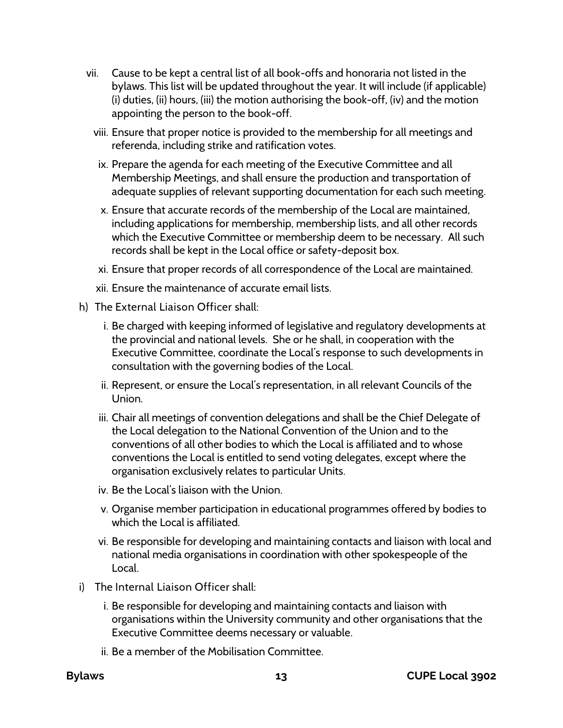vii. Cause to be kept a central list of all book-offs and honoraria not listed in the bylaws. This list will be updated throughout the year. It will include (if applicable) (i) duties, (ii) hours, (iii) the motion authorising the book-off, (iv) and the motion appointing the person to the book-off.

viii. Ensure that proper notice is provided to the membership for all meetings and referenda, including strike and ratification votes.

ix. Prepare the agenda for each meeting of the Executive Committee and all Membership Meetings, and shall ensure the production and transportation of adequate supplies of relevant supporting documentation for each such meeting.

x. Ensure that accurate records of the membership of the Local are maintained, including applications for membership, membership lists, and all other records which the Executive Committee or membership deem to be necessary. All such records shall be kept in the Local office or safety-deposit box.

xi. Ensure that proper records of all correspondence of the Local are maintained.

xii. Ensure the maintenance of accurate email lists.

h) The External Liaison Officer shall:

i. Be charged with keeping informed of legislative and regulatory developments at the provincial and national levels. She or he shall, in cooperation with the Executive Committee, coordinate the Local's response to such developments in consultation with the governing bodies of the Local.

ii. Represent, or ensure the Local's representation, in all relevant Councils of the Union.

iii. Chair all meetings of convention delegations and shall be the Chief Delegate of the Local delegation to the National Convention of the Union and to the conventions of all other bodies to which the Local is affiliated and to whose conventions the Local is entitled to send voting delegates, except where the organisation exclusively relates to particular Units.

iv. Be the Local's liaison with the Union.

v. Organise member participation in educational programmes offered by bodies to which the Local is affiliated.

vi. Be responsible for developing and maintaining contacts and liaison with local and national media organisations in coordination with other spokespeople of the Local.

i) The Internal Liaison Officer shall:

i. Be responsible for developing and maintaining contacts and liaison with organisations within the University community and other organisations that the Executive Committee deems necessary or valuable.

ii. Be a member of the Mobilisation Committee.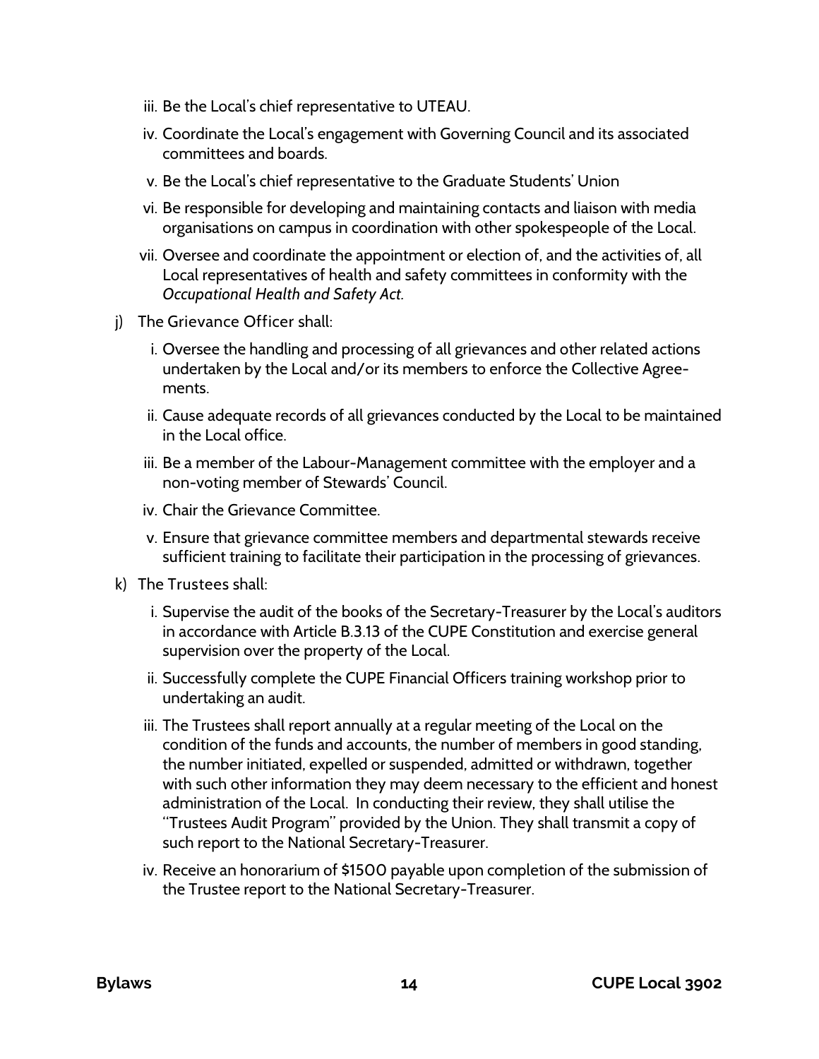iii. Be the Local's chief representative to UTEAU.

iv. Coordinate the Local's engagement with Governing Council and its associated committees and boards.

v. Be the Local's chief representative to the Graduate Students' Union

vi. Be responsible for developing and maintaining contacts and liaison with media organisations on campus in coordination with other spokespeople of the Local.

vii. Oversee and coordinate the appointment or election of, and the activities of, all Local representatives of health and safety committees in conformity with the *Occupational Health and Safety Act.*

j) The Grievance Officer shall:

i. Oversee the handling and processing of all grievances and other related actions undertaken by the Local and/or its members to enforce the Collective Agreements.

ii. Cause adequate records of all grievances conducted by the Local to be maintained in the Local office.

iii. Be a member of the Labour-Management committee with the employer and a non-voting member of Stewards' Council.

iv. Chair the Grievance Committee.

v. Ensure that grievance committee members and departmental stewards receive sufficient training to facilitate their participation in the processing of grievances.

k) The Trustees shall:

i. Supervise the audit of the books of the Secretary-Treasurer by the Local's auditors in accordance with Article B.3.13 of the CUPE Constitution and exercise general supervision over the property of the Local.

ii. Successfully complete the CUPE Financial Officers training workshop prior to undertaking an audit.

iii. The Trustees shall report annually at a regular meeting of the Local on the condition of the funds and accounts, the number of members in good standing, the number initiated, expelled or suspended, admitted or withdrawn, together with such other information they may deem necessary to the efficient and honest administration of the Local. In conducting their review, they shall utilise the "Trustees Audit Program" provided by the Union. They shall transmit a copy of such report to the National Secretary-Treasurer.

iv. Receive an honorarium of $1500 payable upon completion of the submission of the Trustee report to the National Secretary-Treasurer.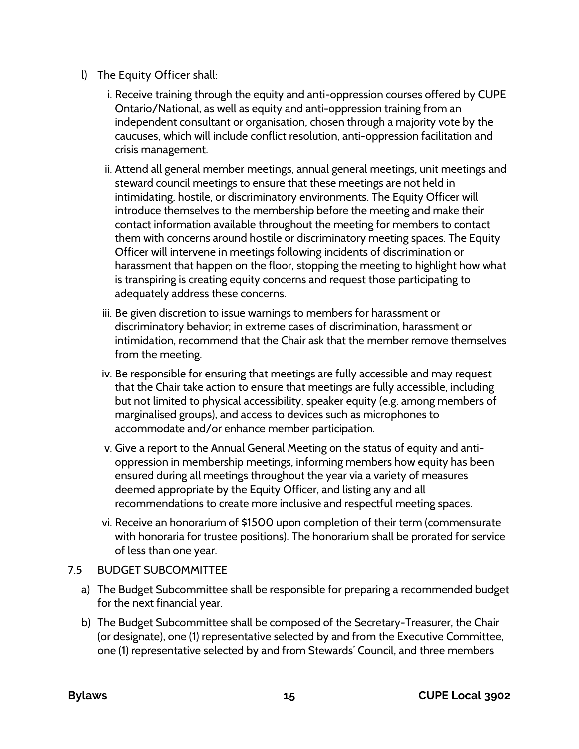l) The Equity Officer shall:

   i. Receive training through the equity and anti-oppression courses offered by CUPE Ontario/National, as well as equity and anti-oppression training from an independent consultant or organisation, chosen through a majority vote by the caucuses, which will include conflict resolution, anti-oppression facilitation and crisis management.

   ii. Attend all general member meetings, annual general meetings, unit meetings and steward council meetings to ensure that these meetings are not held in intimidating, hostile, or discriminatory environments. The Equity Officer will introduce themselves to the membership before the meeting and make their contact information available throughout the meeting for members to contact them with concerns around hostile or discriminatory meeting spaces. The Equity Officer will intervene in meetings following incidents of discrimination or harassment that happen on the floor, stopping the meeting to highlight how what is transpiring is creating equity concerns and request those participating to adequately address these concerns.

   iii. Be given discretion to issue warnings to members for harassment or discriminatory behavior; in extreme cases of discrimination, harassment or intimidation, recommend that the Chair ask that the member remove themselves from the meeting.

   iv. Be responsible for ensuring that meetings are fully accessible and may request that the Chair take action to ensure that meetings are fully accessible, including but not limited to physical accessibility, speaker equity (e.g. among members of marginalised groups), and access to devices such as microphones to accommodate and/or enhance member participation.

   v. Give a report to the Annual General Meeting on the status of equity and anti-oppression in membership meetings, informing members how equity has been ensured during all meetings throughout the year via a variety of measures deemed appropriate by the Equity Officer, and listing any and all recommendations to create more inclusive and respectful meeting spaces.

   vi. Receive an honorarium of $1500 upon completion of their term (commensurate with honoraria for trustee positions). The honorarium shall be prorated for service of less than one year.

## 7.5 BUDGET SUBCOMMITTEE

a) The Budget Subcommittee shall be responsible for preparing a recommended budget for the next financial year.

b) The Budget Subcommittee shall be composed of the Secretary-Treasurer, the Chair (or designate), one (1) representative selected by and from the Executive Committee, one (1) representative selected by and from Stewards' Council, and three members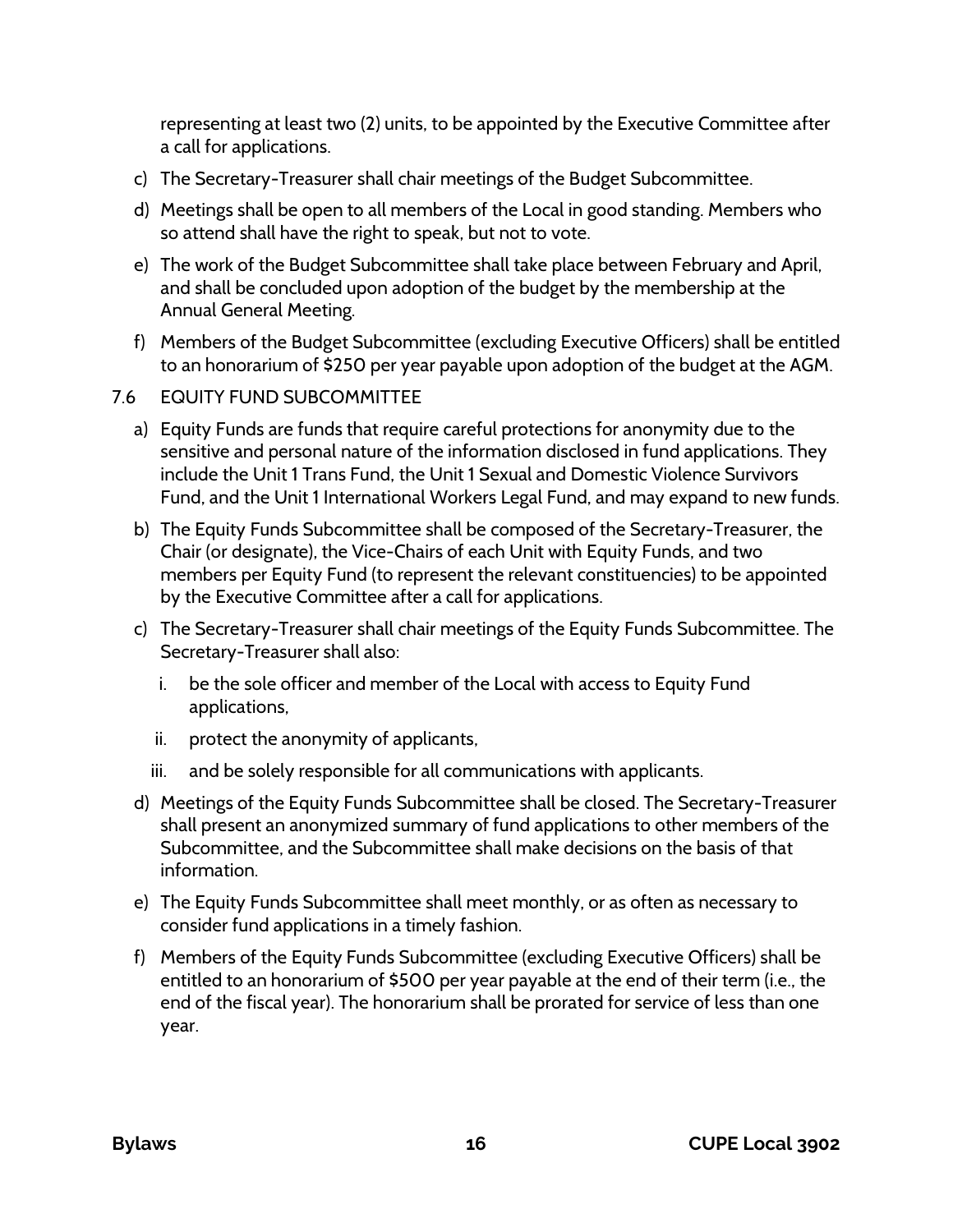representing at least two (2) units, to be appointed by the Executive Committee after a call for applications.

c) The Secretary-Treasurer shall chair meetings of the Budget Subcommittee.

d) Meetings shall be open to all members of the Local in good standing. Members who so attend shall have the right to speak, but not to vote.

e) The work of the Budget Subcommittee shall take place between February and April, and shall be concluded upon adoption of the budget by the membership at the Annual General Meeting.

f) Members of the Budget Subcommittee (excluding Executive Officers) shall be entitled to an honorarium of $250 per year payable upon adoption of the budget at the AGM.

### 7.6 EQUITY FUND SUBCOMMITTEE

a) Equity Funds are funds that require careful protections for anonymity due to the sensitive and personal nature of the information disclosed in fund applications. They include the Unit 1 Trans Fund, the Unit 1 Sexual and Domestic Violence Survivors Fund, and the Unit 1 International Workers Legal Fund, and may expand to new funds.

b) The Equity Funds Subcommittee shall be composed of the Secretary-Treasurer, the Chair (or designate), the Vice-Chairs of each Unit with Equity Funds, and two members per Equity Fund (to represent the relevant constituencies) to be appointed by the Executive Committee after a call for applications.

c) The Secretary-Treasurer shall chair meetings of the Equity Funds Subcommittee. The Secretary-Treasurer shall also:

   i. be the sole officer and member of the Local with access to Equity Fund applications,

   ii. protect the anonymity of applicants,

   iii. and be solely responsible for all communications with applicants.

d) Meetings of the Equity Funds Subcommittee shall be closed. The Secretary-Treasurer shall present an anonymized summary of fund applications to other members of the Subcommittee, and the Subcommittee shall make decisions on the basis of that information.

e) The Equity Funds Subcommittee shall meet monthly, or as often as necessary to consider fund applications in a timely fashion.

f) Members of the Equity Funds Subcommittee (excluding Executive Officers) shall be entitled to an honorarium of $500 per year payable at the end of their term (i.e., the end of the fiscal year). The honorarium shall be prorated for service of less than one year.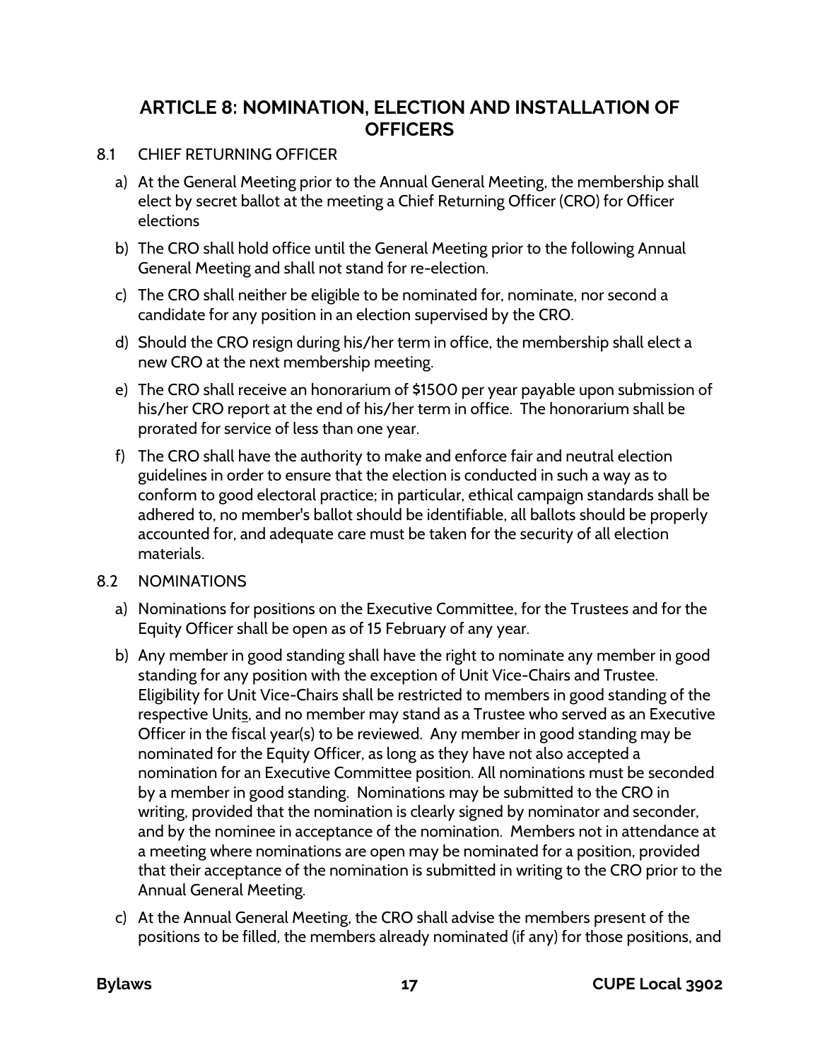## ARTICLE 8: NOMINATION, ELECTION AND INSTALLATION OF OFFICERS

8.1 CHIEF RETURNING OFFICER

a) At the General Meeting prior to the Annual General Meeting, the membership shall elect by secret ballot at the meeting a Chief Returning Officer (CRO) for Officer elections

b) The CRO shall hold office until the General Meeting prior to the following Annual General Meeting and shall not stand for re-election.

c) The CRO shall neither be eligible to be nominated for, nominate, nor second a candidate for any position in an election supervised by the CRO.

d) Should the CRO resign during his/her term in office, the membership shall elect a new CRO at the next membership meeting.

e) The CRO shall receive an honorarium of $1500 per year payable upon submission of his/her CRO report at the end of his/her term in office. The honorarium shall be prorated for service of less than one year.

f) The CRO shall have the authority to make and enforce fair and neutral election guidelines in order to ensure that the election is conducted in such a way as to conform to good electoral practice; in particular, ethical campaign standards shall be adhered to, no member's ballot should be identifiable, all ballots should be properly accounted for, and adequate care must be taken for the security of all election materials.

8.2 NOMINATIONS

a) Nominations for positions on the Executive Committee, for the Trustees and for the Equity Officer shall be open as of 15 February of any year.

b) Any member in good standing shall have the right to nominate any member in good standing for any position with the exception of Unit Vice-Chairs and Trustee. Eligibility for Unit Vice-Chairs shall be restricted to members in good standing of the respective Units, and no member may stand as a Trustee who served as an Executive Officer in the fiscal year(s) to be reviewed. Any member in good standing may be nominated for the Equity Officer, as long as they have not also accepted a nomination for an Executive Committee position. All nominations must be seconded by a member in good standing. Nominations may be submitted to the CRO in writing, provided that the nomination is clearly signed by nominator and seconder, and by the nominee in acceptance of the nomination. Members not in attendance at a meeting where nominations are open may be nominated for a position, provided that their acceptance of the nomination is submitted in writing to the CRO prior to the Annual General Meeting.

c) At the Annual General Meeting, the CRO shall advise the members present of the positions to be filled, the members already nominated (if any) for those positions, and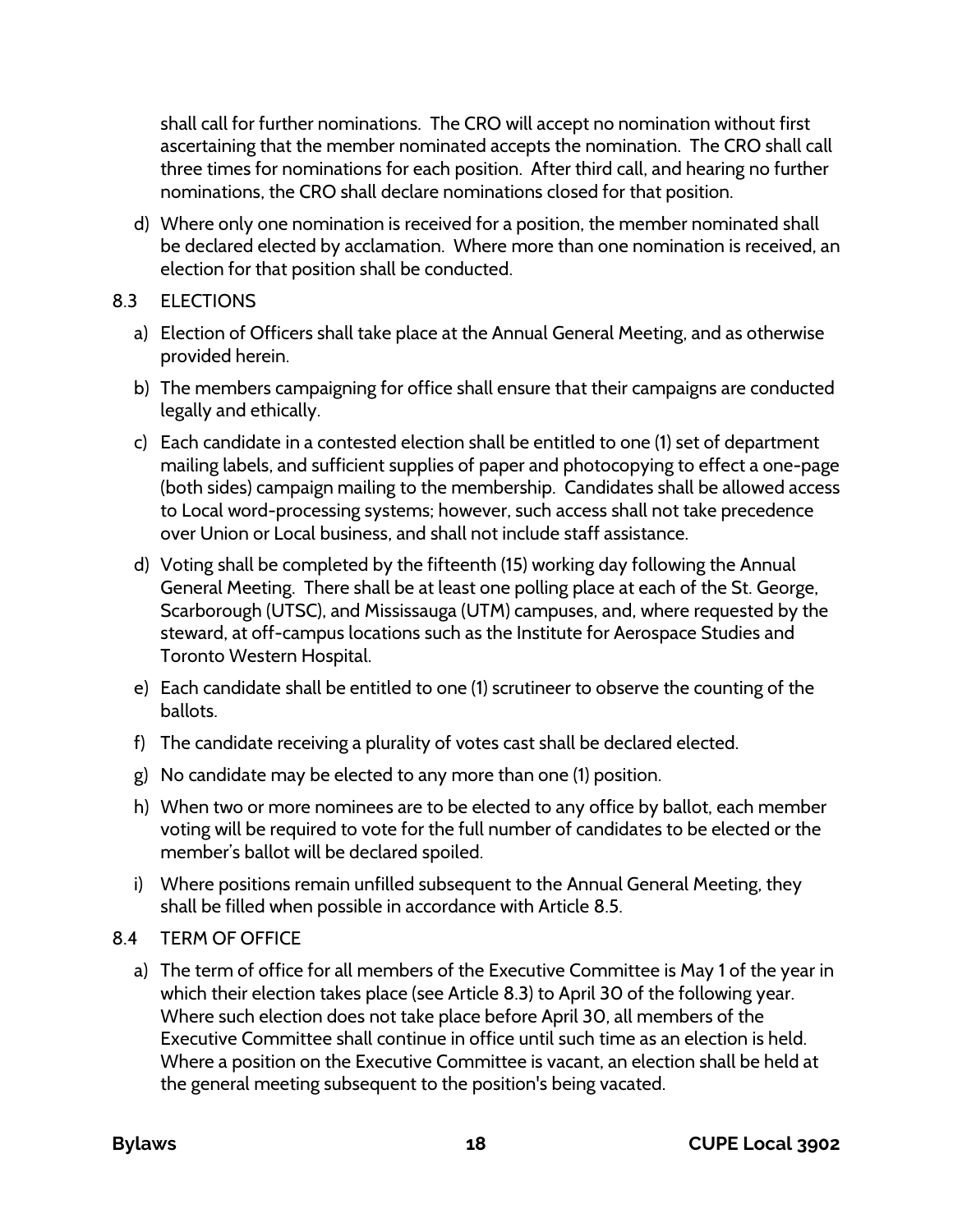shall call for further nominations. The CRO will accept no nomination without first ascertaining that the member nominated accepts the nomination. The CRO shall call three times for nominations for each position. After third call, and hearing no further nominations, the CRO shall declare nominations closed for that position.

d) Where only one nomination is received for a position, the member nominated shall be declared elected by acclamation. Where more than one nomination is received, an election for that position shall be conducted.

## 8.3 ELECTIONS

a) Election of Officers shall take place at the Annual General Meeting, and as otherwise provided herein.

b) The members campaigning for office shall ensure that their campaigns are conducted legally and ethically.

c) Each candidate in a contested election shall be entitled to one (1) set of department mailing labels, and sufficient supplies of paper and photocopying to effect a one-page (both sides) campaign mailing to the membership. Candidates shall be allowed access to Local word-processing systems; however, such access shall not take precedence over Union or Local business, and shall not include staff assistance.

d) Voting shall be completed by the fifteenth (15) working day following the Annual General Meeting. There shall be at least one polling place at each of the St. George, Scarborough (UTSC), and Mississauga (UTM) campuses, and, where requested by the steward, at off-campus locations such as the Institute for Aerospace Studies and Toronto Western Hospital.

e) Each candidate shall be entitled to one (1) scrutineer to observe the counting of the ballots.

f) The candidate receiving a plurality of votes cast shall be declared elected.

g) No candidate may be elected to any more than one (1) position.

h) When two or more nominees are to be elected to any office by ballot, each member voting will be required to vote for the full number of candidates to be elected or the member's ballot will be declared spoiled.

i) Where positions remain unfilled subsequent to the Annual General Meeting, they shall be filled when possible in accordance with Article 8.5.

## 8.4 TERM OF OFFICE

a) The term of office for all members of the Executive Committee is May 1 of the year in which their election takes place (see Article 8.3) to April 30 of the following year. Where such election does not take place before April 30, all members of the Executive Committee shall continue in office until such time as an election is held. Where a position on the Executive Committee is vacant, an election shall be held at the general meeting subsequent to the position's being vacated.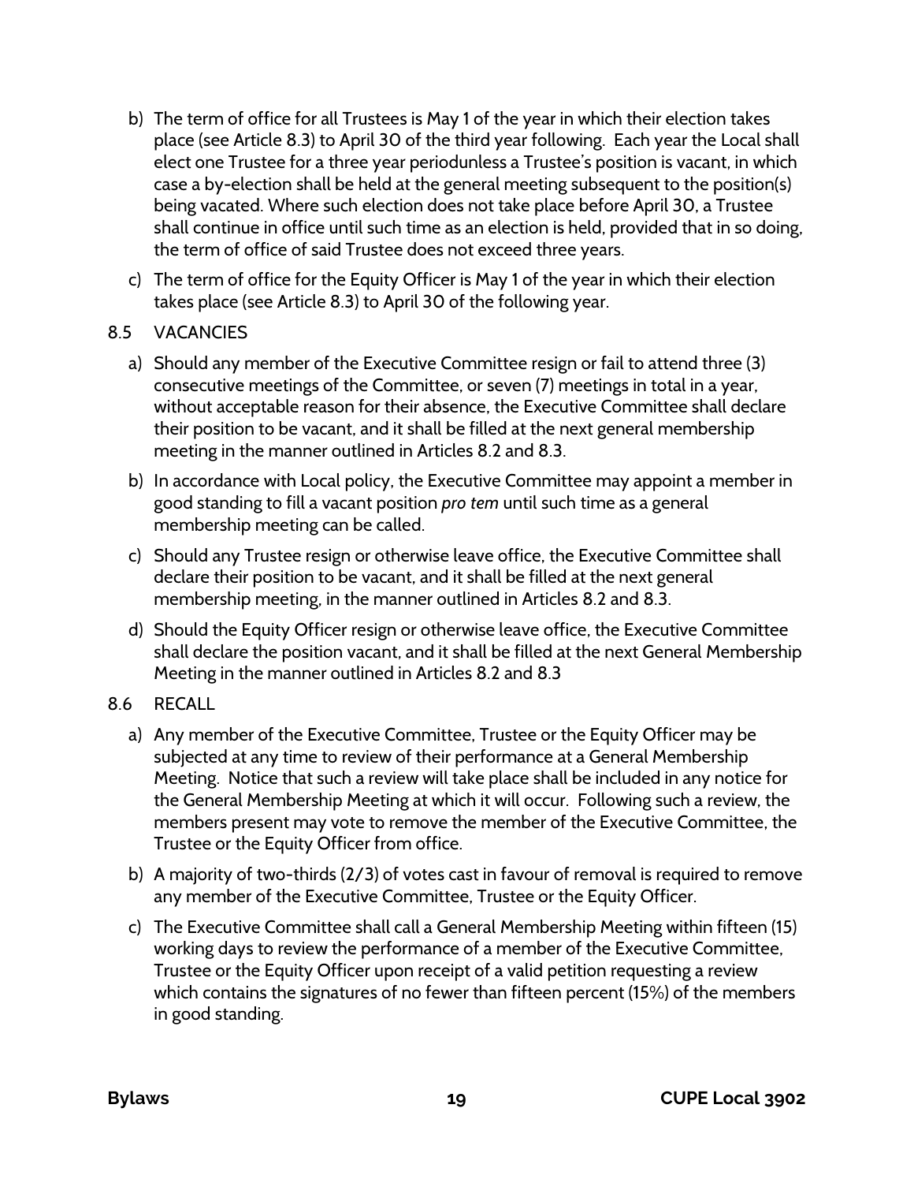b) The term of office for all Trustees is May 1 of the year in which their election takes place (see Article 8.3) to April 30 of the third year following. Each year the Local shall elect one Trustee for a three year periodunless a Trustee's position is vacant, in which case a by-election shall be held at the general meeting subsequent to the position(s) being vacated. Where such election does not take place before April 30, a Trustee shall continue in office until such time as an election is held, provided that in so doing, the term of office of said Trustee does not exceed three years.

c) The term of office for the Equity Officer is May 1 of the year in which their election takes place (see Article 8.3) to April 30 of the following year.

8.5 VACANCIES

a) Should any member of the Executive Committee resign or fail to attend three (3) consecutive meetings of the Committee, or seven (7) meetings in total in a year, without acceptable reason for their absence, the Executive Committee shall declare their position to be vacant, and it shall be filled at the next general membership meeting in the manner outlined in Articles 8.2 and 8.3.

b) In accordance with Local policy, the Executive Committee may appoint a member in good standing to fill a vacant position *pro tem* until such time as a general membership meeting can be called.

c) Should any Trustee resign or otherwise leave office, the Executive Committee shall declare their position to be vacant, and it shall be filled at the next general membership meeting, in the manner outlined in Articles 8.2 and 8.3.

d) Should the Equity Officer resign or otherwise leave office, the Executive Committee shall declare the position vacant, and it shall be filled at the next General Membership Meeting in the manner outlined in Articles 8.2 and 8.3

8.6 RECALL

a) Any member of the Executive Committee, Trustee or the Equity Officer may be subjected at any time to review of their performance at a General Membership Meeting. Notice that such a review will take place shall be included in any notice for the General Membership Meeting at which it will occur. Following such a review, the members present may vote to remove the member of the Executive Committee, the Trustee or the Equity Officer from office.

b) A majority of two-thirds (2/3) of votes cast in favour of removal is required to remove any member of the Executive Committee, Trustee or the Equity Officer.

c) The Executive Committee shall call a General Membership Meeting within fifteen (15) working days to review the performance of a member of the Executive Committee, Trustee or the Equity Officer upon receipt of a valid petition requesting a review which contains the signatures of no fewer than fifteen percent (15%) of the members in good standing.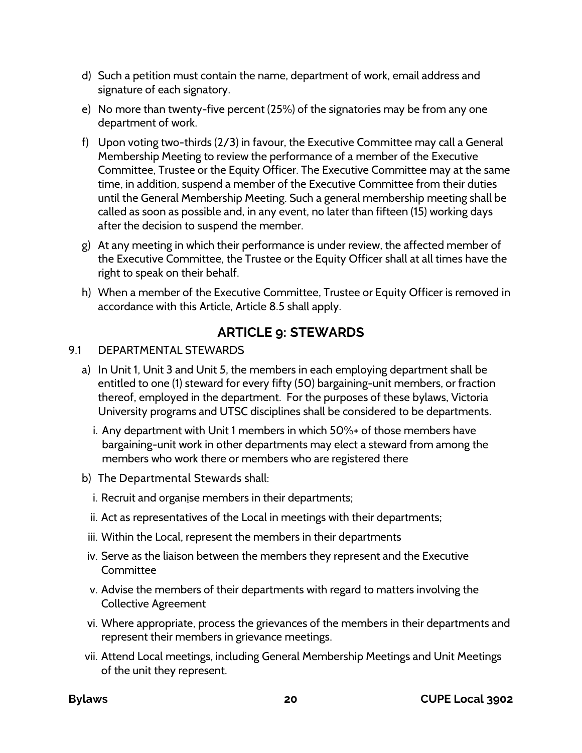d) Such a petition must contain the name, department of work, email address and signature of each signatory.

e) No more than twenty-five percent (25%) of the signatories may be from any one department of work.

f) Upon voting two-thirds (2/3) in favour, the Executive Committee may call a General Membership Meeting to review the performance of a member of the Executive Committee, Trustee or the Equity Officer. The Executive Committee may at the same time, in addition, suspend a member of the Executive Committee from their duties until the General Membership Meeting. Such a general membership meeting shall be called as soon as possible and, in any event, no later than fifteen (15) working days after the decision to suspend the member.

g) At any meeting in which their performance is under review, the affected member of the Executive Committee, the Trustee or the Equity Officer shall at all times have the right to speak on their behalf.

h) When a member of the Executive Committee, Trustee or Equity Officer is removed in accordance with this Article, Article 8.5 shall apply.

## ARTICLE 9: STEWARDS

9.1 DEPARTMENTAL STEWARDS

a) In Unit 1, Unit 3 and Unit 5, the members in each employing department shall be entitled to one (1) steward for every fifty (50) bargaining-unit members, or fraction thereof, employed in the department. For the purposes of these bylaws, Victoria University programs and UTSC disciplines shall be considered to be departments.

   i. Any department with Unit 1 members in which 50%+ of those members have bargaining-unit work in other departments may elect a steward from among the members who work there or members who are registered there

b) The Departmental Stewards shall:

   i. Recruit and organise members in their departments;

   ii. Act as representatives of the Local in meetings with their departments;

   iii. Within the Local, represent the members in their departments

   iv. Serve as the liaison between the members they represent and the Executive Committee

   v. Advise the members of their departments with regard to matters involving the Collective Agreement

   vi. Where appropriate, process the grievances of the members in their departments and represent their members in grievance meetings.

   vii. Attend Local meetings, including General Membership Meetings and Unit Meetings of the unit they represent.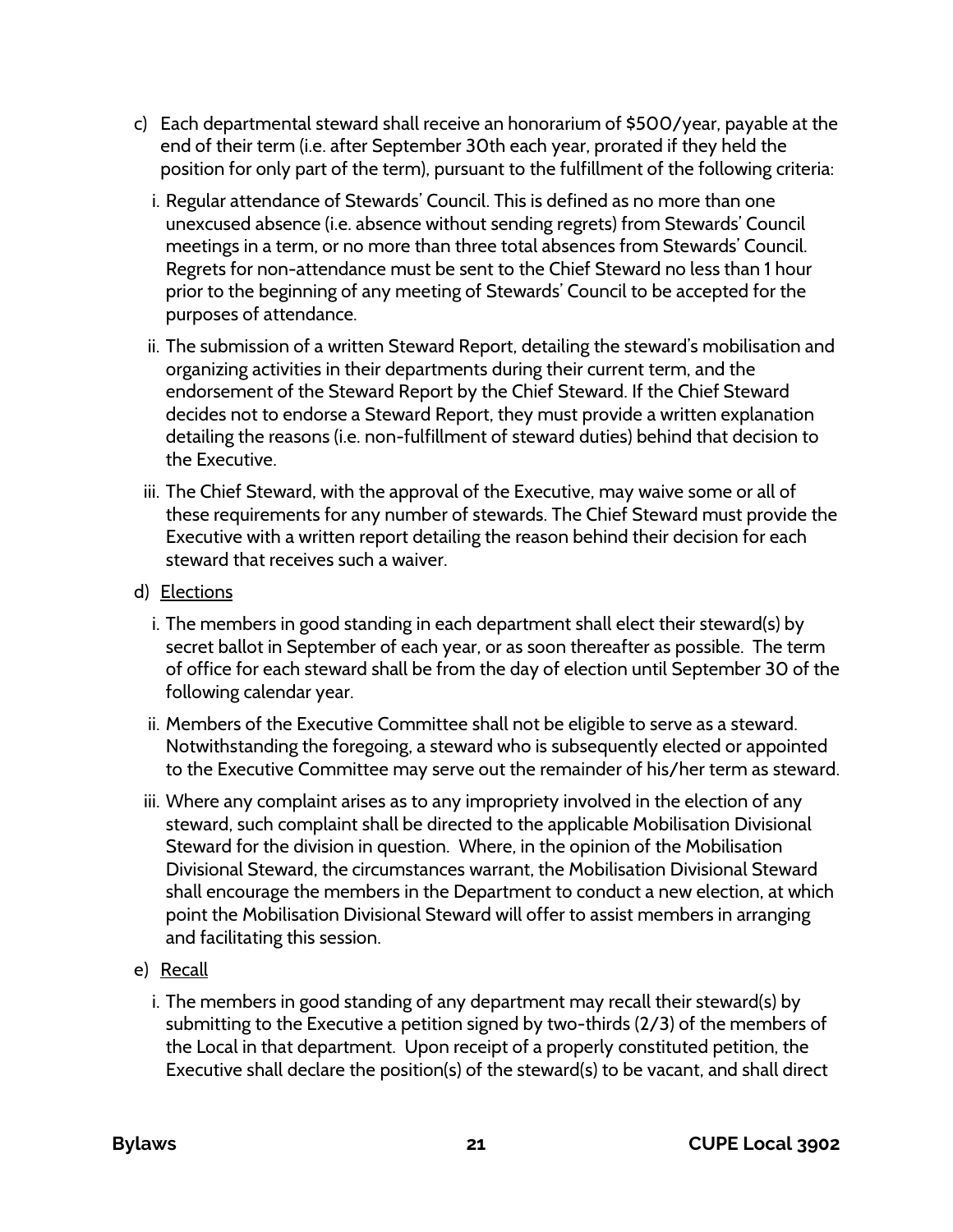c) Each departmental steward shall receive an honorarium of $500/year, payable at the end of their term (i.e. after September 30th each year, prorated if they held the position for only part of the term), pursuant to the fulfillment of the following criteria:

   i. Regular attendance of Stewards' Council. This is defined as no more than one unexcused absence (i.e. absence without sending regrets) from Stewards' Council meetings in a term, or no more than three total absences from Stewards' Council. Regrets for non-attendance must be sent to the Chief Steward no less than 1 hour prior to the beginning of any meeting of Stewards' Council to be accepted for the purposes of attendance.

   ii. The submission of a written Steward Report, detailing the steward's mobilisation and organizing activities in their departments during their current term, and the endorsement of the Steward Report by the Chief Steward. If the Chief Steward decides not to endorse a Steward Report, they must provide a written explanation detailing the reasons (i.e. non-fulfillment of steward duties) behind that decision to the Executive.

   iii. The Chief Steward, with the approval of the Executive, may waive some or all of these requirements for any number of stewards. The Chief Steward must provide the Executive with a written report detailing the reason behind their decision for each steward that receives such a waiver.

d) <u>Elections</u>

   i. The members in good standing in each department shall elect their steward(s) by secret ballot in September of each year, or as soon thereafter as possible. The term of office for each steward shall be from the day of election until September 30 of the following calendar year.

   ii. Members of the Executive Committee shall not be eligible to serve as a steward. Notwithstanding the foregoing, a steward who is subsequently elected or appointed to the Executive Committee may serve out the remainder of his/her term as steward.

   iii. Where any complaint arises as to any impropriety involved in the election of any steward, such complaint shall be directed to the applicable Mobilisation Divisional Steward for the division in question. Where, in the opinion of the Mobilisation Divisional Steward, the circumstances warrant, the Mobilisation Divisional Steward shall encourage the members in the Department to conduct a new election, at which point the Mobilisation Divisional Steward will offer to assist members in arranging and facilitating this session.

e) <u>Recall</u>

   i. The members in good standing of any department may recall their steward(s) by submitting to the Executive a petition signed by two-thirds (2/3) of the members of the Local in that department. Upon receipt of a properly constituted petition, the Executive shall declare the position(s) of the steward(s) to be vacant, and shall direct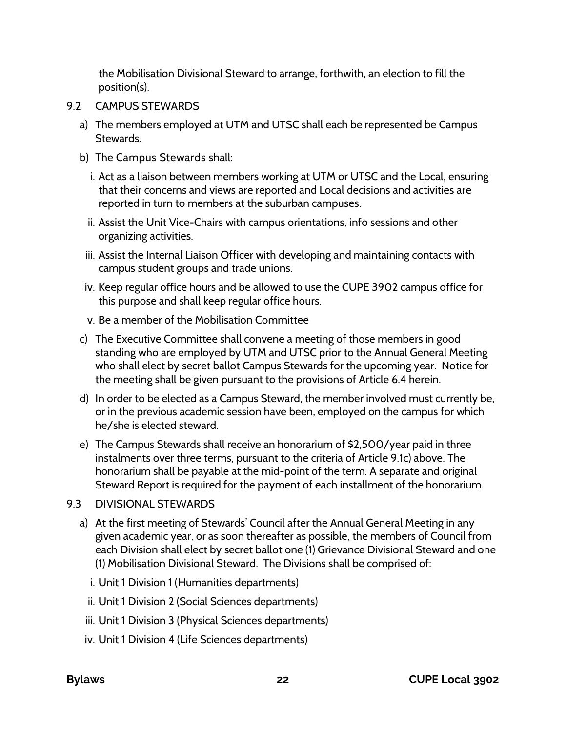the Mobilisation Divisional Steward to arrange, forthwith, an election to fill the position(s).

9.2 CAMPUS STEWARDS

a) The members employed at UTM and UTSC shall each be represented be Campus Stewards.

b) The Campus Stewards shall:

   i. Act as a liaison between members working at UTM or UTSC and the Local, ensuring that their concerns and views are reported and Local decisions and activities are reported in turn to members at the suburban campuses.

   ii. Assist the Unit Vice-Chairs with campus orientations, info sessions and other organizing activities.

   iii. Assist the Internal Liaison Officer with developing and maintaining contacts with campus student groups and trade unions.

   iv. Keep regular office hours and be allowed to use the CUPE 3902 campus office for this purpose and shall keep regular office hours.

   v. Be a member of the Mobilisation Committee

c) The Executive Committee shall convene a meeting of those members in good standing who are employed by UTM and UTSC prior to the Annual General Meeting who shall elect by secret ballot Campus Stewards for the upcoming year. Notice for the meeting shall be given pursuant to the provisions of Article 6.4 herein.

d) In order to be elected as a Campus Steward, the member involved must currently be, or in the previous academic session have been, employed on the campus for which he/she is elected steward.

e) The Campus Stewards shall receive an honorarium of $2,500/year paid in three instalments over three terms, pursuant to the criteria of Article 9.1c) above. The honorarium shall be payable at the mid-point of the term. A separate and original Steward Report is required for the payment of each installment of the honorarium.

9.3 DIVISIONAL STEWARDS

a) At the first meeting of Stewards' Council after the Annual General Meeting in any given academic year, or as soon thereafter as possible, the members of Council from each Division shall elect by secret ballot one (1) Grievance Divisional Steward and one (1) Mobilisation Divisional Steward. The Divisions shall be comprised of:

   i. Unit 1 Division 1 (Humanities departments)

   ii. Unit 1 Division 2 (Social Sciences departments)

   iii. Unit 1 Division 3 (Physical Sciences departments)

   iv. Unit 1 Division 4 (Life Sciences departments)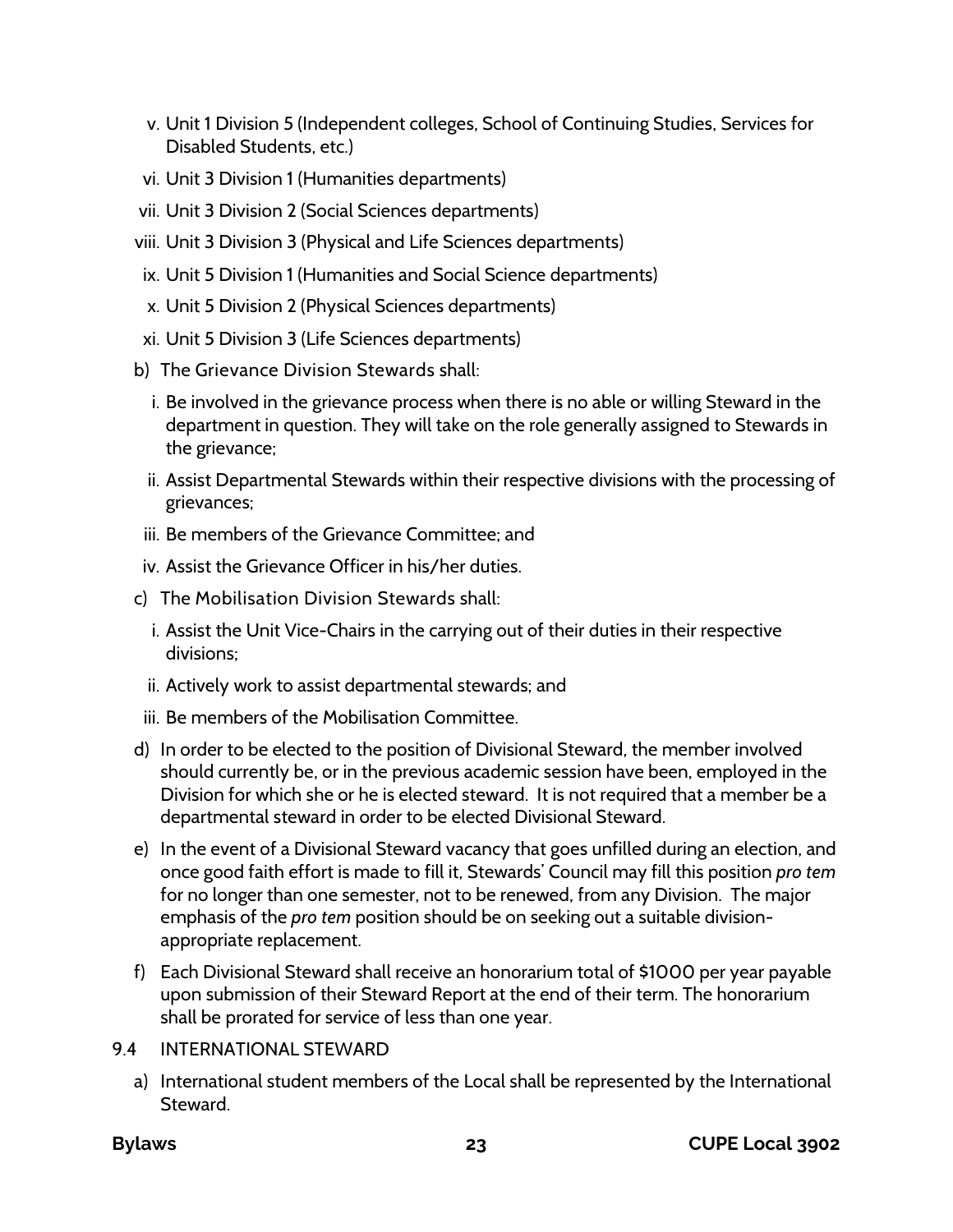v. Unit 1 Division 5 (Independent colleges, School of Continuing Studies, Services for Disabled Students, etc.)

vi. Unit 3 Division 1 (Humanities departments)

vii. Unit 3 Division 2 (Social Sciences departments)

viii. Unit 3 Division 3 (Physical and Life Sciences departments)

ix. Unit 5 Division 1 (Humanities and Social Science departments)

x. Unit 5 Division 2 (Physical Sciences departments)

xi. Unit 5 Division 3 (Life Sciences departments)

b) The Grievance Division Stewards shall:

i. Be involved in the grievance process when there is no able or willing Steward in the department in question. They will take on the role generally assigned to Stewards in the grievance;

ii. Assist Departmental Stewards within their respective divisions with the processing of grievances;

iii. Be members of the Grievance Committee; and

iv. Assist the Grievance Officer in his/her duties.

c) The Mobilisation Division Stewards shall:

i. Assist the Unit Vice-Chairs in the carrying out of their duties in their respective divisions;

ii. Actively work to assist departmental stewards; and

iii. Be members of the Mobilisation Committee.

d) In order to be elected to the position of Divisional Steward, the member involved should currently be, or in the previous academic session have been, employed in the Division for which she or he is elected steward. It is not required that a member be a departmental steward in order to be elected Divisional Steward.

e) In the event of a Divisional Steward vacancy that goes unfilled during an election, and once good faith effort is made to fill it, Stewards' Council may fill this position *pro tem* for no longer than one semester, not to be renewed, from any Division. The major emphasis of the *pro tem* position should be on seeking out a suitable division-appropriate replacement.

f) Each Divisional Steward shall receive an honorarium total of $1000 per year payable upon submission of their Steward Report at the end of their term. The honorarium shall be prorated for service of less than one year.

9.4 INTERNATIONAL STEWARD

a) International student members of the Local shall be represented by the International Steward.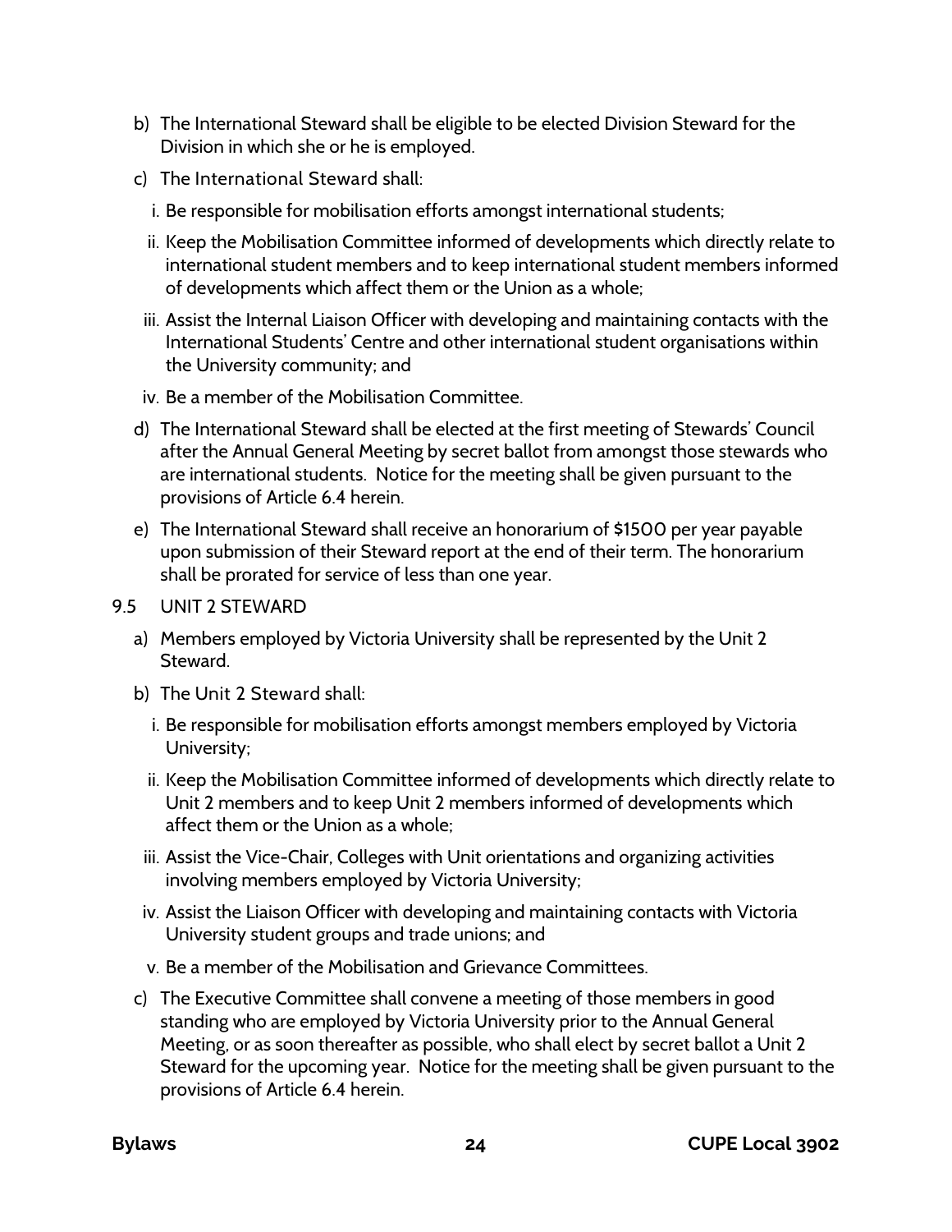b) The International Steward shall be eligible to be elected Division Steward for the Division in which she or he is employed.

c) The International Steward shall:

   i. Be responsible for mobilisation efforts amongst international students;

   ii. Keep the Mobilisation Committee informed of developments which directly relate to international student members and to keep international student members informed of developments which affect them or the Union as a whole;

   iii. Assist the Internal Liaison Officer with developing and maintaining contacts with the International Students' Centre and other international student organisations within the University community; and

   iv. Be a member of the Mobilisation Committee.

d) The International Steward shall be elected at the first meeting of Stewards' Council after the Annual General Meeting by secret ballot from amongst those stewards who are international students. Notice for the meeting shall be given pursuant to the provisions of Article 6.4 herein.

e) The International Steward shall receive an honorarium of $1500 per year payable upon submission of their Steward report at the end of their term. The honorarium shall be prorated for service of less than one year.

## 9.5 UNIT 2 STEWARD

a) Members employed by Victoria University shall be represented by the Unit 2 Steward.

b) The Unit 2 Steward shall:

   i. Be responsible for mobilisation efforts amongst members employed by Victoria University;

   ii. Keep the Mobilisation Committee informed of developments which directly relate to Unit 2 members and to keep Unit 2 members informed of developments which affect them or the Union as a whole;

   iii. Assist the Vice-Chair, Colleges with Unit orientations and organizing activities involving members employed by Victoria University;

   iv. Assist the Liaison Officer with developing and maintaining contacts with Victoria University student groups and trade unions; and

   v. Be a member of the Mobilisation and Grievance Committees.

c) The Executive Committee shall convene a meeting of those members in good standing who are employed by Victoria University prior to the Annual General Meeting, or as soon thereafter as possible, who shall elect by secret ballot a Unit 2 Steward for the upcoming year. Notice for the meeting shall be given pursuant to the provisions of Article 6.4 herein.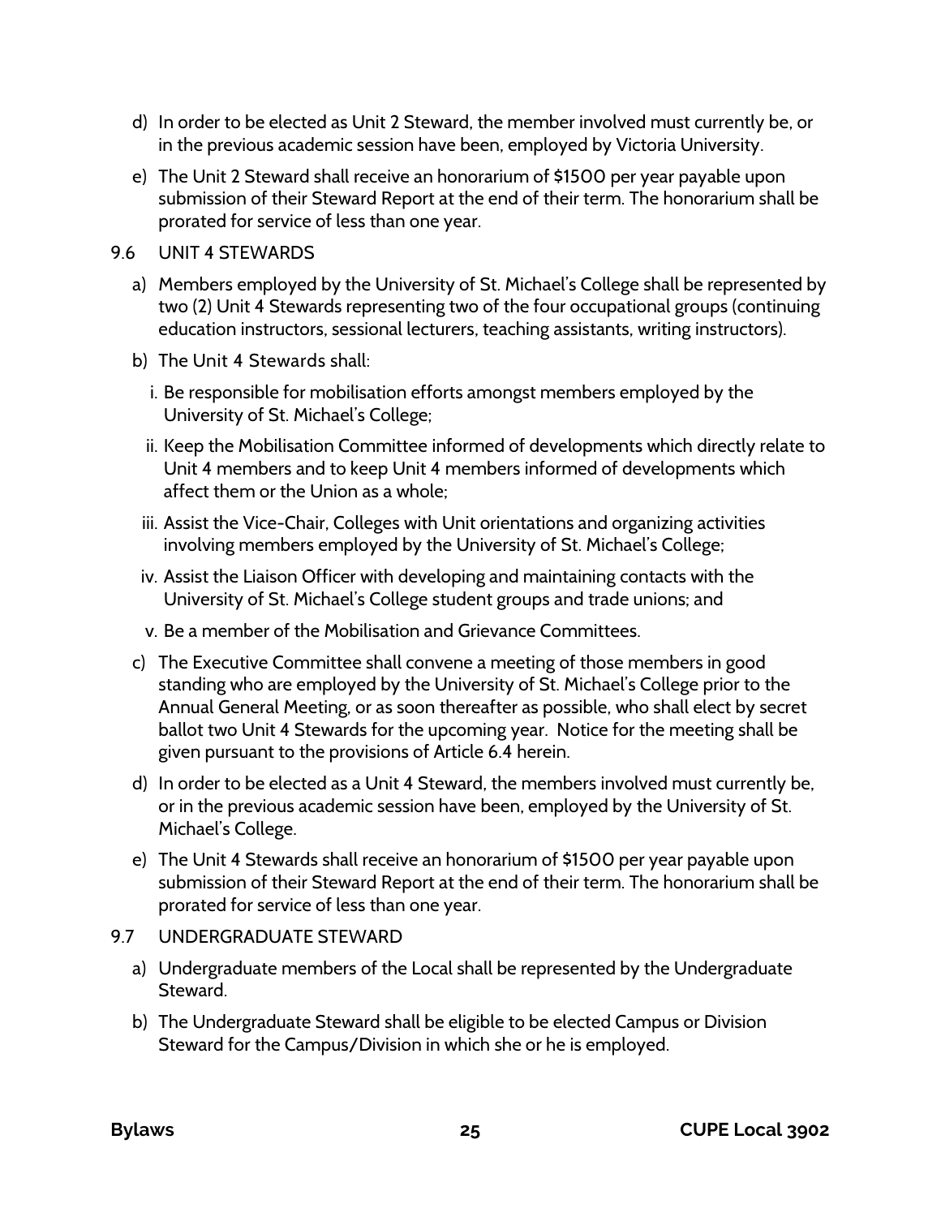d) In order to be elected as Unit 2 Steward, the member involved must currently be, or in the previous academic session have been, employed by Victoria University.

e) The Unit 2 Steward shall receive an honorarium of $1500 per year payable upon submission of their Steward Report at the end of their term. The honorarium shall be prorated for service of less than one year.

9.6 UNIT 4 STEWARDS

a) Members employed by the University of St. Michael's College shall be represented by two (2) Unit 4 Stewards representing two of the four occupational groups (continuing education instructors, sessional lecturers, teaching assistants, writing instructors).

b) The Unit 4 Stewards shall:

   i. Be responsible for mobilisation efforts amongst members employed by the University of St. Michael's College;

   ii. Keep the Mobilisation Committee informed of developments which directly relate to Unit 4 members and to keep Unit 4 members informed of developments which affect them or the Union as a whole;

   iii. Assist the Vice-Chair, Colleges with Unit orientations and organizing activities involving members employed by the University of St. Michael's College;

   iv. Assist the Liaison Officer with developing and maintaining contacts with the University of St. Michael's College student groups and trade unions; and

   v. Be a member of the Mobilisation and Grievance Committees.

c) The Executive Committee shall convene a meeting of those members in good standing who are employed by the University of St. Michael's College prior to the Annual General Meeting, or as soon thereafter as possible, who shall elect by secret ballot two Unit 4 Stewards for the upcoming year. Notice for the meeting shall be given pursuant to the provisions of Article 6.4 herein.

d) In order to be elected as a Unit 4 Steward, the members involved must currently be, or in the previous academic session have been, employed by the University of St. Michael's College.

e) The Unit 4 Stewards shall receive an honorarium of $1500 per year payable upon submission of their Steward Report at the end of their term. The honorarium shall be prorated for service of less than one year.

9.7 UNDERGRADUATE STEWARD

a) Undergraduate members of the Local shall be represented by the Undergraduate Steward.

b) The Undergraduate Steward shall be eligible to be elected Campus or Division Steward for the Campus/Division in which she or he is employed.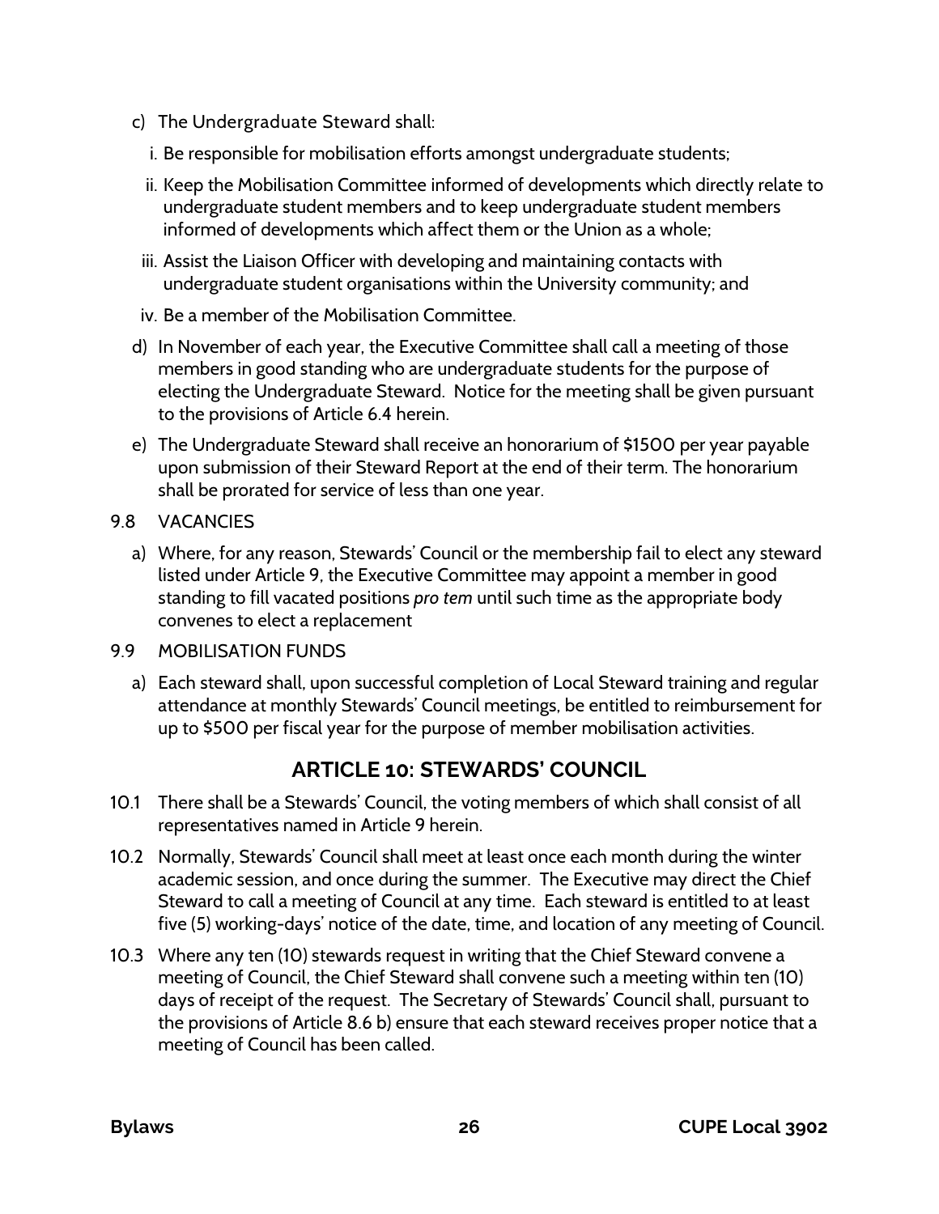c) The Undergraduate Steward shall:

   i. Be responsible for mobilisation efforts amongst undergraduate students;

   ii. Keep the Mobilisation Committee informed of developments which directly relate to undergraduate student members and to keep undergraduate student members informed of developments which affect them or the Union as a whole;

   iii. Assist the Liaison Officer with developing and maintaining contacts with undergraduate student organisations within the University community; and

   iv. Be a member of the Mobilisation Committee.

d) In November of each year, the Executive Committee shall call a meeting of those members in good standing who are undergraduate students for the purpose of electing the Undergraduate Steward. Notice for the meeting shall be given pursuant to the provisions of Article 6.4 herein.

e) The Undergraduate Steward shall receive an honorarium of $1500 per year payable upon submission of their Steward Report at the end of their term. The honorarium shall be prorated for service of less than one year.

9.8 VACANCIES

a) Where, for any reason, Stewards' Council or the membership fail to elect any steward listed under Article 9, the Executive Committee may appoint a member in good standing to fill vacated positions *pro tem* until such time as the appropriate body convenes to elect a replacement

9.9 MOBILISATION FUNDS

a) Each steward shall, upon successful completion of Local Steward training and regular attendance at monthly Stewards' Council meetings, be entitled to reimbursement for up to $500 per fiscal year for the purpose of member mobilisation activities.

## ARTICLE 10: STEWARDS' COUNCIL

10.1 There shall be a Stewards' Council, the voting members of which shall consist of all representatives named in Article 9 herein.

10.2 Normally, Stewards' Council shall meet at least once each month during the winter academic session, and once during the summer. The Executive may direct the Chief Steward to call a meeting of Council at any time. Each steward is entitled to at least five (5) working-days' notice of the date, time, and location of any meeting of Council.

10.3 Where any ten (10) stewards request in writing that the Chief Steward convene a meeting of Council, the Chief Steward shall convene such a meeting within ten (10) days of receipt of the request. The Secretary of Stewards' Council shall, pursuant to the provisions of Article 8.6 b) ensure that each steward receives proper notice that a meeting of Council has been called.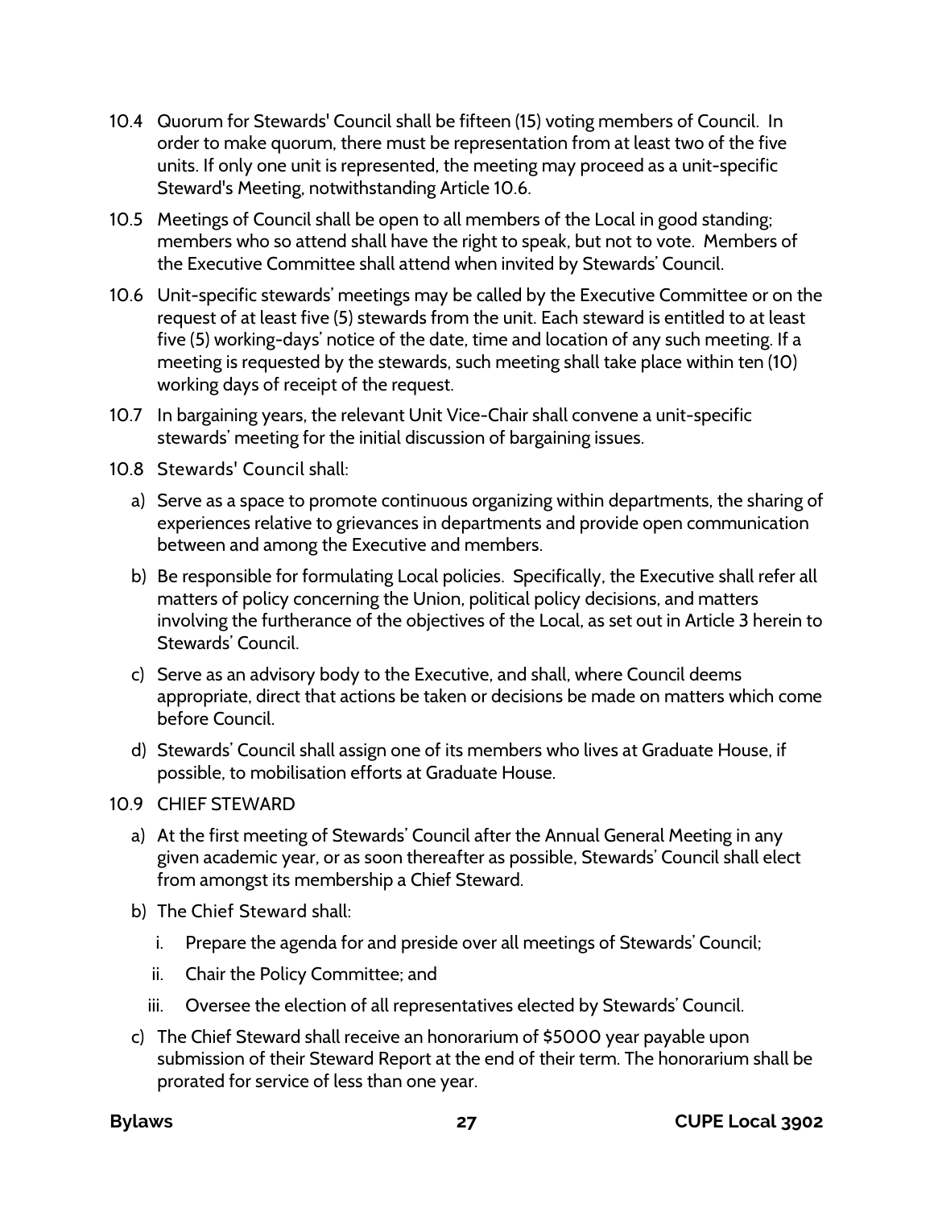10.4 Quorum for Stewards' Council shall be fifteen (15) voting members of Council. In order to make quorum, there must be representation from at least two of the five units. If only one unit is represented, the meeting may proceed as a unit-specific Steward's Meeting, notwithstanding Article 10.6.

10.5 Meetings of Council shall be open to all members of the Local in good standing; members who so attend shall have the right to speak, but not to vote. Members of the Executive Committee shall attend when invited by Stewards' Council.

10.6 Unit-specific stewards' meetings may be called by the Executive Committee or on the request of at least five (5) stewards from the unit. Each steward is entitled to at least five (5) working-days' notice of the date, time and location of any such meeting. If a meeting is requested by the stewards, such meeting shall take place within ten (10) working days of receipt of the request.

10.7 In bargaining years, the relevant Unit Vice-Chair shall convene a unit-specific stewards' meeting for the initial discussion of bargaining issues.

10.8 Stewards' Council shall:

a) Serve as a space to promote continuous organizing within departments, the sharing of experiences relative to grievances in departments and provide open communication between and among the Executive and members.

b) Be responsible for formulating Local policies. Specifically, the Executive shall refer all matters of policy concerning the Union, political policy decisions, and matters involving the furtherance of the objectives of the Local, as set out in Article 3 herein to Stewards' Council.

c) Serve as an advisory body to the Executive, and shall, where Council deems appropriate, direct that actions be taken or decisions be made on matters which come before Council.

d) Stewards' Council shall assign one of its members who lives at Graduate House, if possible, to mobilisation efforts at Graduate House.

10.9 CHIEF STEWARD

a) At the first meeting of Stewards' Council after the Annual General Meeting in any given academic year, or as soon thereafter as possible, Stewards' Council shall elect from amongst its membership a Chief Steward.

b) The Chief Steward shall:

   i. Prepare the agenda for and preside over all meetings of Stewards' Council;

   ii. Chair the Policy Committee; and

   iii. Oversee the election of all representatives elected by Stewards' Council.

c) The Chief Steward shall receive an honorarium of $5000 year payable upon submission of their Steward Report at the end of their term. The honorarium shall be prorated for service of less than one year.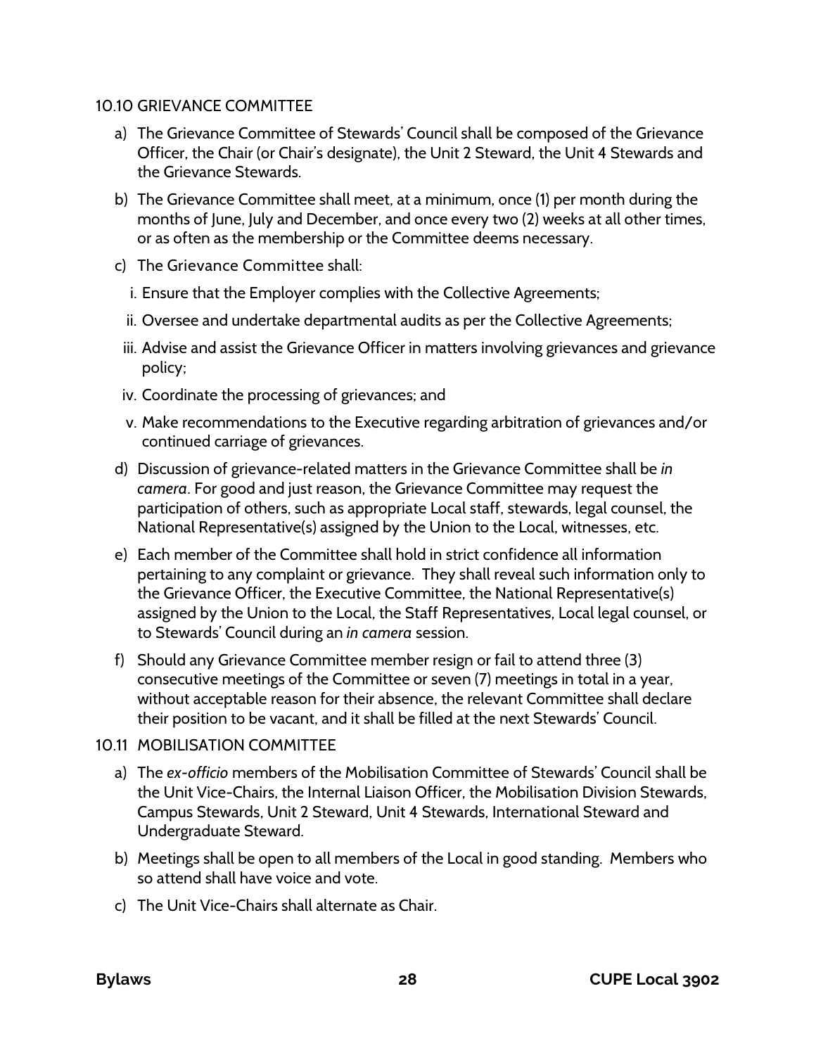### 10.10 GRIEVANCE COMMITTEE

a) The Grievance Committee of Stewards' Council shall be composed of the Grievance Officer, the Chair (or Chair's designate), the Unit 2 Steward, the Unit 4 Stewards and the Grievance Stewards.

b) The Grievance Committee shall meet, at a minimum, once (1) per month during the months of June, July and December, and once every two (2) weeks at all other times, or as often as the membership or the Committee deems necessary.

c) The Grievance Committee shall:

   i. Ensure that the Employer complies with the Collective Agreements;

   ii. Oversee and undertake departmental audits as per the Collective Agreements;

   iii. Advise and assist the Grievance Officer in matters involving grievances and grievance policy;

   iv. Coordinate the processing of grievances; and

   v. Make recommendations to the Executive regarding arbitration of grievances and/or continued carriage of grievances.

d) Discussion of grievance-related matters in the Grievance Committee shall be *in camera*. For good and just reason, the Grievance Committee may request the participation of others, such as appropriate Local staff, stewards, legal counsel, the National Representative(s) assigned by the Union to the Local, witnesses, etc.

e) Each member of the Committee shall hold in strict confidence all information pertaining to any complaint or grievance. They shall reveal such information only to the Grievance Officer, the Executive Committee, the National Representative(s) assigned by the Union to the Local, the Staff Representatives, Local legal counsel, or to Stewards' Council during an *in camera* session.

f) Should any Grievance Committee member resign or fail to attend three (3) consecutive meetings of the Committee or seven (7) meetings in total in a year, without acceptable reason for their absence, the relevant Committee shall declare their position to be vacant, and it shall be filled at the next Stewards' Council.

### 10.11 MOBILISATION COMMITTEE

a) The *ex-officio* members of the Mobilisation Committee of Stewards' Council shall be the Unit Vice-Chairs, the Internal Liaison Officer, the Mobilisation Division Stewards, Campus Stewards, Unit 2 Steward, Unit 4 Stewards, International Steward and Undergraduate Steward.

b) Meetings shall be open to all members of the Local in good standing. Members who so attend shall have voice and vote.

c) The Unit Vice-Chairs shall alternate as Chair.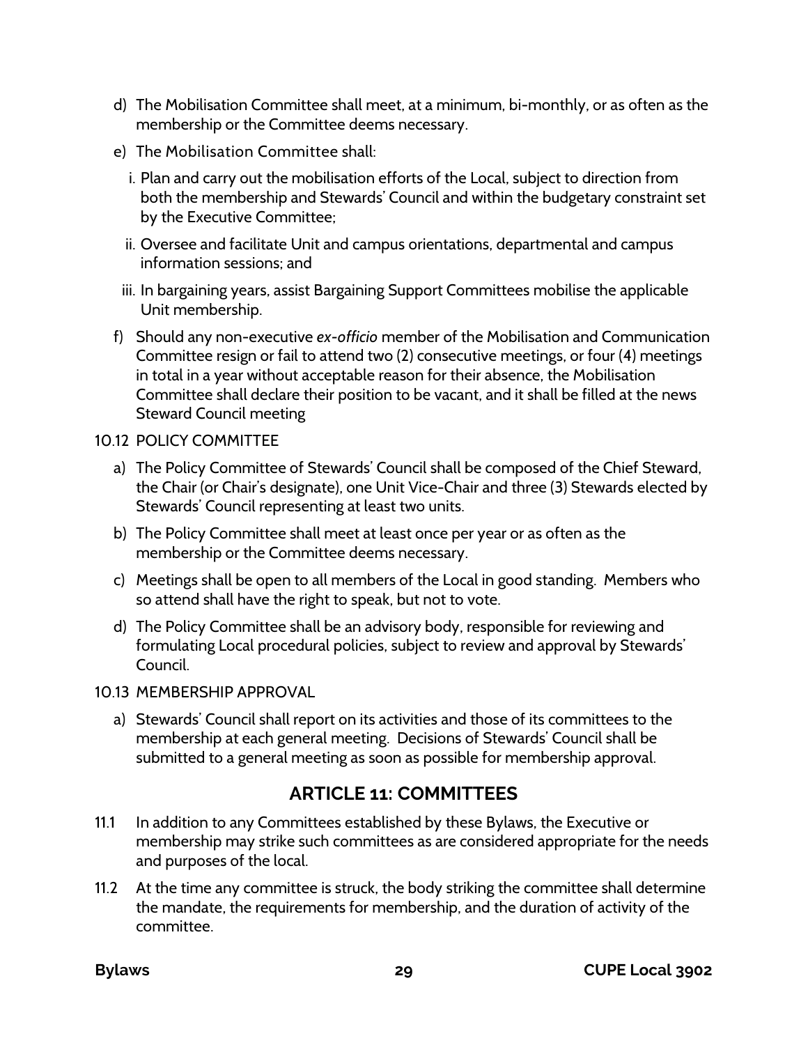d) The Mobilisation Committee shall meet, at a minimum, bi-monthly, or as often as the membership or the Committee deems necessary.

e) The Mobilisation Committee shall:

  i. Plan and carry out the mobilisation efforts of the Local, subject to direction from both the membership and Stewards' Council and within the budgetary constraint set by the Executive Committee;

  ii. Oversee and facilitate Unit and campus orientations, departmental and campus information sessions; and

  iii. In bargaining years, assist Bargaining Support Committees mobilise the applicable Unit membership.

f) Should any non-executive *ex-officio* member of the Mobilisation and Communication Committee resign or fail to attend two (2) consecutive meetings, or four (4) meetings in total in a year without acceptable reason for their absence, the Mobilisation Committee shall declare their position to be vacant, and it shall be filled at the news Steward Council meeting

10.12 POLICY COMMITTEE

a) The Policy Committee of Stewards' Council shall be composed of the Chief Steward, the Chair (or Chair's designate), one Unit Vice-Chair and three (3) Stewards elected by Stewards' Council representing at least two units.

b) The Policy Committee shall meet at least once per year or as often as the membership or the Committee deems necessary.

c) Meetings shall be open to all members of the Local in good standing. Members who so attend shall have the right to speak, but not to vote.

d) The Policy Committee shall be an advisory body, responsible for reviewing and formulating Local procedural policies, subject to review and approval by Stewards' Council.

10.13 MEMBERSHIP APPROVAL

a) Stewards' Council shall report on its activities and those of its committees to the membership at each general meeting. Decisions of Stewards' Council shall be submitted to a general meeting as soon as possible for membership approval.

## ARTICLE 11: COMMITTEES

11.1 In addition to any Committees established by these Bylaws, the Executive or membership may strike such committees as are considered appropriate for the needs and purposes of the local.

11.2 At the time any committee is struck, the body striking the committee shall determine the mandate, the requirements for membership, and the duration of activity of the committee.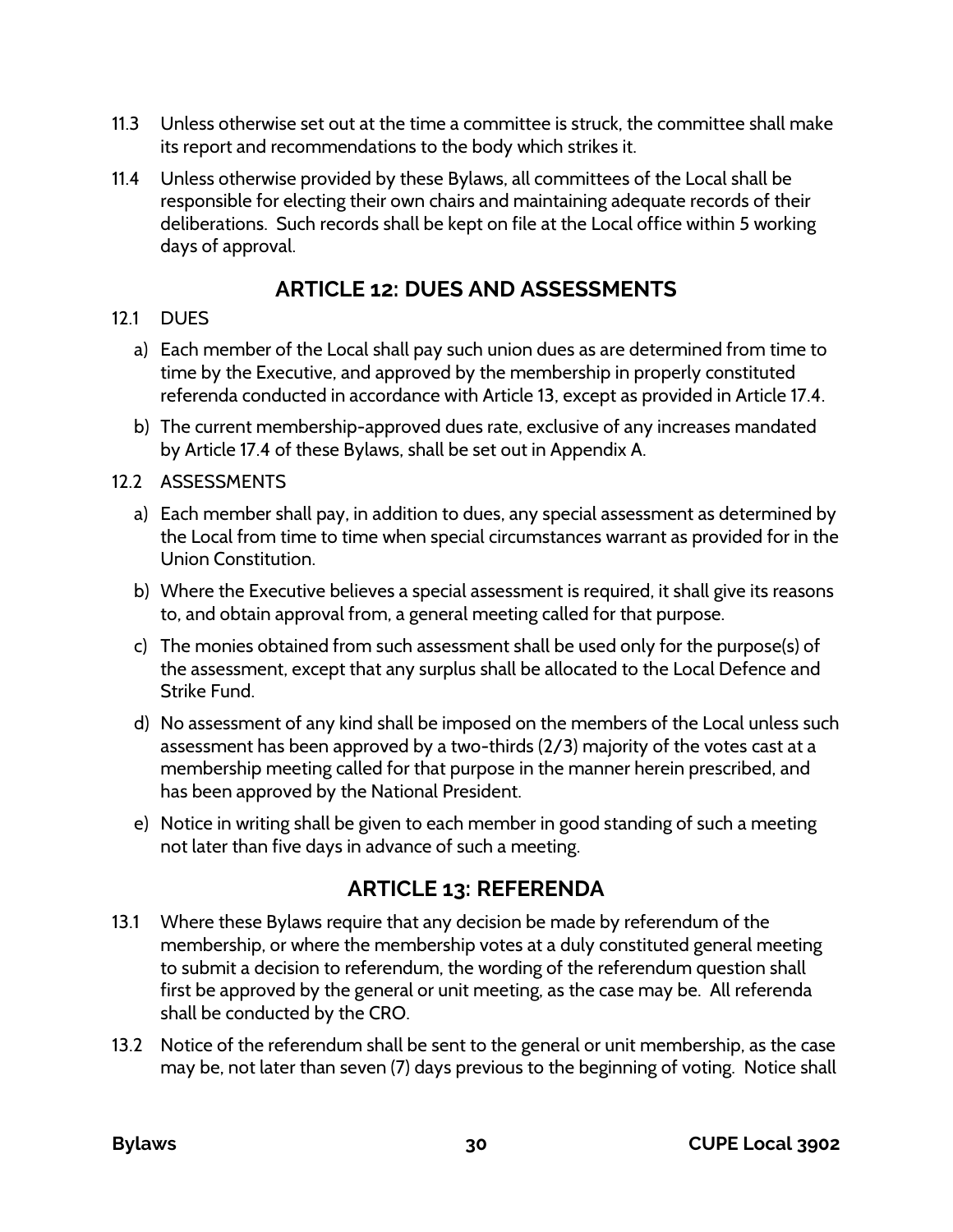11.3 Unless otherwise set out at the time a committee is struck, the committee shall make its report and recommendations to the body which strikes it.

11.4 Unless otherwise provided by these Bylaws, all committees of the Local shall be responsible for electing their own chairs and maintaining adequate records of their deliberations. Such records shall be kept on file at the Local office within 5 working days of approval.

## ARTICLE 12: DUES AND ASSESSMENTS

12.1 DUES

a) Each member of the Local shall pay such union dues as are determined from time to time by the Executive, and approved by the membership in properly constituted referenda conducted in accordance with Article 13, except as provided in Article 17.4.

b) The current membership-approved dues rate, exclusive of any increases mandated by Article 17.4 of these Bylaws, shall be set out in Appendix A.

12.2 ASSESSMENTS

a) Each member shall pay, in addition to dues, any special assessment as determined by the Local from time to time when special circumstances warrant as provided for in the Union Constitution.

b) Where the Executive believes a special assessment is required, it shall give its reasons to, and obtain approval from, a general meeting called for that purpose.

c) The monies obtained from such assessment shall be used only for the purpose(s) of the assessment, except that any surplus shall be allocated to the Local Defence and Strike Fund.

d) No assessment of any kind shall be imposed on the members of the Local unless such assessment has been approved by a two-thirds (2/3) majority of the votes cast at a membership meeting called for that purpose in the manner herein prescribed, and has been approved by the National President.

e) Notice in writing shall be given to each member in good standing of such a meeting not later than five days in advance of such a meeting.

## ARTICLE 13: REFERENDA

13.1 Where these Bylaws require that any decision be made by referendum of the membership, or where the membership votes at a duly constituted general meeting to submit a decision to referendum, the wording of the referendum question shall first be approved by the general or unit meeting, as the case may be. All referenda shall be conducted by the CRO.

13.2 Notice of the referendum shall be sent to the general or unit membership, as the case may be, not later than seven (7) days previous to the beginning of voting. Notice shall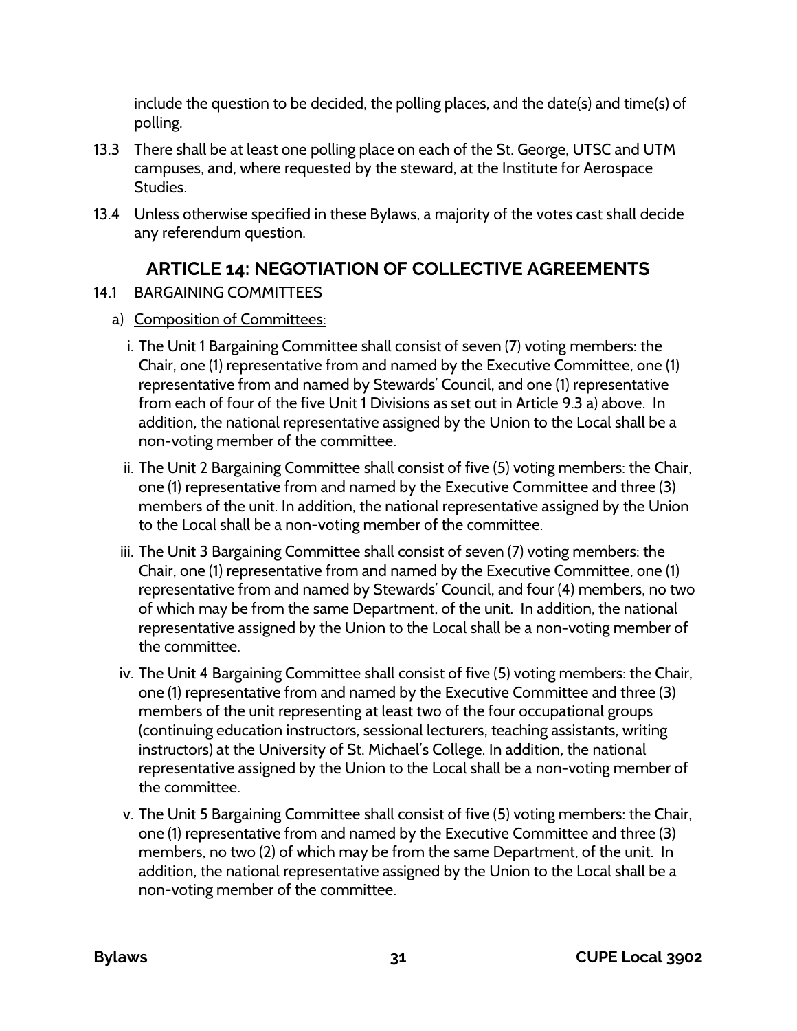include the question to be decided, the polling places, and the date(s) and time(s) of polling.

13.3 There shall be at least one polling place on each of the St. George, UTSC and UTM campuses, and, where requested by the steward, at the Institute for Aerospace Studies.

13.4 Unless otherwise specified in these Bylaws, a majority of the votes cast shall decide any referendum question.

## ARTICLE 14: NEGOTIATION OF COLLECTIVE AGREEMENTS

14.1 BARGAINING COMMITTEES

a) <u>Composition of Committees:</u>

i. The Unit 1 Bargaining Committee shall consist of seven (7) voting members: the Chair, one (1) representative from and named by the Executive Committee, one (1) representative from and named by Stewards' Council, and one (1) representative from each of four of the five Unit 1 Divisions as set out in Article 9.3 a) above. In addition, the national representative assigned by the Union to the Local shall be a non-voting member of the committee.

ii. The Unit 2 Bargaining Committee shall consist of five (5) voting members: the Chair, one (1) representative from and named by the Executive Committee and three (3) members of the unit. In addition, the national representative assigned by the Union to the Local shall be a non-voting member of the committee.

iii. The Unit 3 Bargaining Committee shall consist of seven (7) voting members: the Chair, one (1) representative from and named by the Executive Committee, one (1) representative from and named by Stewards' Council, and four (4) members, no two of which may be from the same Department, of the unit. In addition, the national representative assigned by the Union to the Local shall be a non-voting member of the committee.

iv. The Unit 4 Bargaining Committee shall consist of five (5) voting members: the Chair, one (1) representative from and named by the Executive Committee and three (3) members of the unit representing at least two of the four occupational groups (continuing education instructors, sessional lecturers, teaching assistants, writing instructors) at the University of St. Michael's College. In addition, the national representative assigned by the Union to the Local shall be a non-voting member of the committee.

v. The Unit 5 Bargaining Committee shall consist of five (5) voting members: the Chair, one (1) representative from and named by the Executive Committee and three (3) members, no two (2) of which may be from the same Department, of the unit. In addition, the national representative assigned by the Union to the Local shall be a non-voting member of the committee.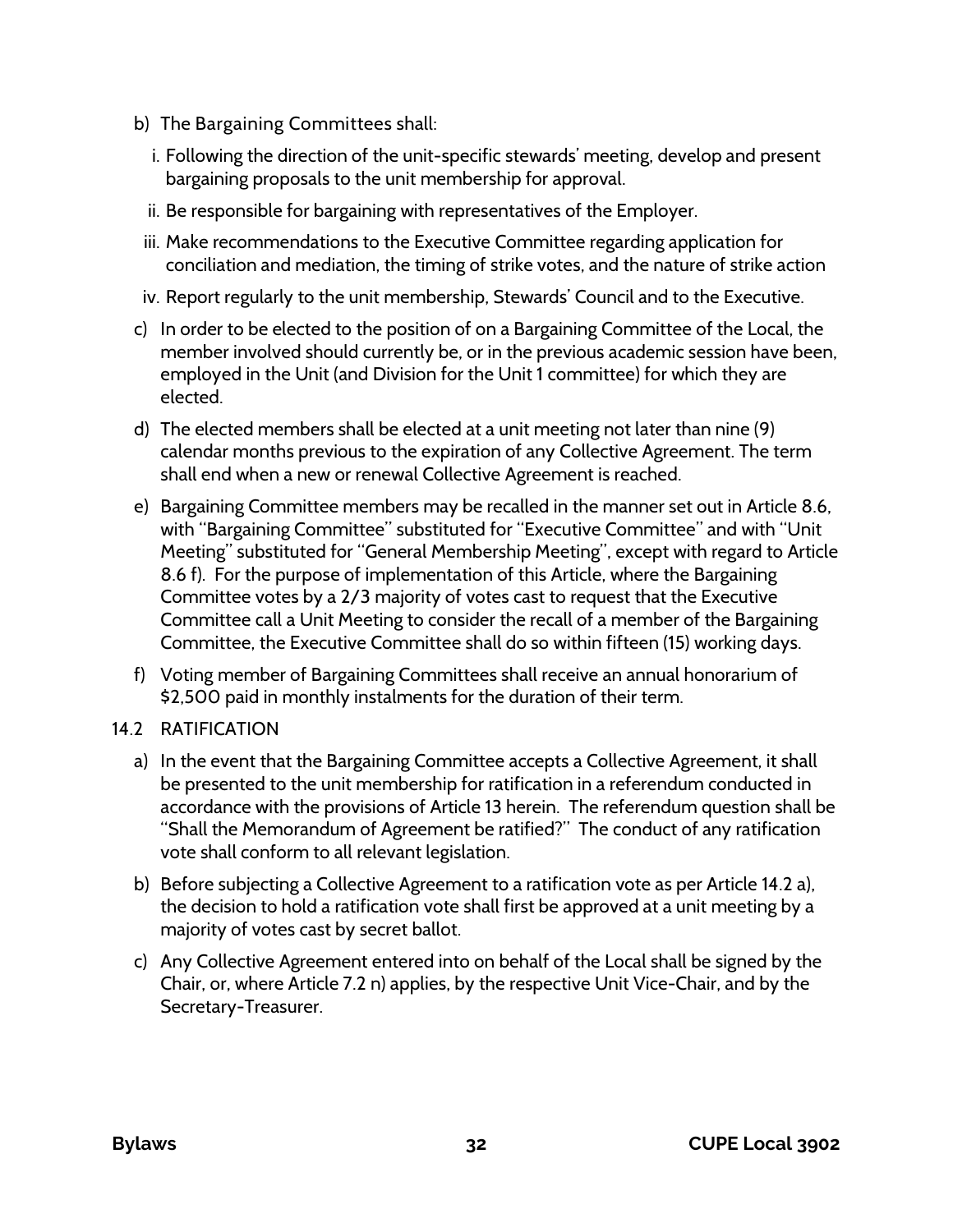b) The Bargaining Committees shall:

   i. Following the direction of the unit-specific stewards' meeting, develop and present bargaining proposals to the unit membership for approval.

   ii. Be responsible for bargaining with representatives of the Employer.

   iii. Make recommendations to the Executive Committee regarding application for conciliation and mediation, the timing of strike votes, and the nature of strike action

   iv. Report regularly to the unit membership, Stewards' Council and to the Executive.

c) In order to be elected to the position of on a Bargaining Committee of the Local, the member involved should currently be, or in the previous academic session have been, employed in the Unit (and Division for the Unit 1 committee) for which they are elected.

d) The elected members shall be elected at a unit meeting not later than nine (9) calendar months previous to the expiration of any Collective Agreement. The term shall end when a new or renewal Collective Agreement is reached.

e) Bargaining Committee members may be recalled in the manner set out in Article 8.6, with "Bargaining Committee" substituted for "Executive Committee" and with "Unit Meeting" substituted for "General Membership Meeting", except with regard to Article 8.6 f). For the purpose of implementation of this Article, where the Bargaining Committee votes by a 2/3 majority of votes cast to request that the Executive Committee call a Unit Meeting to consider the recall of a member of the Bargaining Committee, the Executive Committee shall do so within fifteen (15) working days.

f) Voting member of Bargaining Committees shall receive an annual honorarium of $2,500 paid in monthly instalments for the duration of their term.

14.2 RATIFICATION

a) In the event that the Bargaining Committee accepts a Collective Agreement, it shall be presented to the unit membership for ratification in a referendum conducted in accordance with the provisions of Article 13 herein. The referendum question shall be "Shall the Memorandum of Agreement be ratified?" The conduct of any ratification vote shall conform to all relevant legislation.

b) Before subjecting a Collective Agreement to a ratification vote as per Article 14.2 a), the decision to hold a ratification vote shall first be approved at a unit meeting by a majority of votes cast by secret ballot.

c) Any Collective Agreement entered into on behalf of the Local shall be signed by the Chair, or, where Article 7.2 n) applies, by the respective Unit Vice-Chair, and by the Secretary-Treasurer.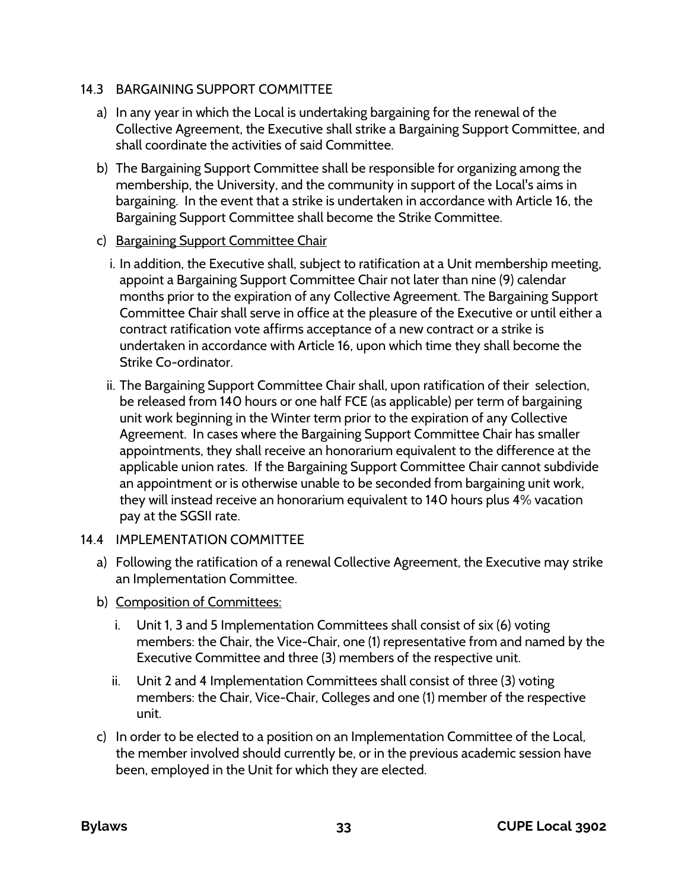## 14.3 BARGAINING SUPPORT COMMITTEE

a) In any year in which the Local is undertaking bargaining for the renewal of the Collective Agreement, the Executive shall strike a Bargaining Support Committee, and shall coordinate the activities of said Committee.

b) The Bargaining Support Committee shall be responsible for organizing among the membership, the University, and the community in support of the Local's aims in bargaining. In the event that a strike is undertaken in accordance with Article 16, the Bargaining Support Committee shall become the Strike Committee.

c) <u>Bargaining Support Committee Chair</u>

   i. In addition, the Executive shall, subject to ratification at a Unit membership meeting, appoint a Bargaining Support Committee Chair not later than nine (9) calendar months prior to the expiration of any Collective Agreement. The Bargaining Support Committee Chair shall serve in office at the pleasure of the Executive or until either a contract ratification vote affirms acceptance of a new contract or a strike is undertaken in accordance with Article 16, upon which time they shall become the Strike Co-ordinator.

   ii. The Bargaining Support Committee Chair shall, upon ratification of their selection, be released from 140 hours or one half FCE (as applicable) per term of bargaining unit work beginning in the Winter term prior to the expiration of any Collective Agreement. In cases where the Bargaining Support Committee Chair has smaller appointments, they shall receive an honorarium equivalent to the difference at the applicable union rates. If the Bargaining Support Committee Chair cannot subdivide an appointment or is otherwise unable to be seconded from bargaining unit work, they will instead receive an honorarium equivalent to 140 hours plus 4% vacation pay at the SGSII rate.

## 14.4 IMPLEMENTATION COMMITTEE

a) Following the ratification of a renewal Collective Agreement, the Executive may strike an Implementation Committee.

b) <u>Composition of Committees:</u>

   i. Unit 1, 3 and 5 Implementation Committees shall consist of six (6) voting members: the Chair, the Vice-Chair, one (1) representative from and named by the Executive Committee and three (3) members of the respective unit.

   ii. Unit 2 and 4 Implementation Committees shall consist of three (3) voting members: the Chair, Vice-Chair, Colleges and one (1) member of the respective unit.

c) In order to be elected to a position on an Implementation Committee of the Local, the member involved should currently be, or in the previous academic session have been, employed in the Unit for which they are elected.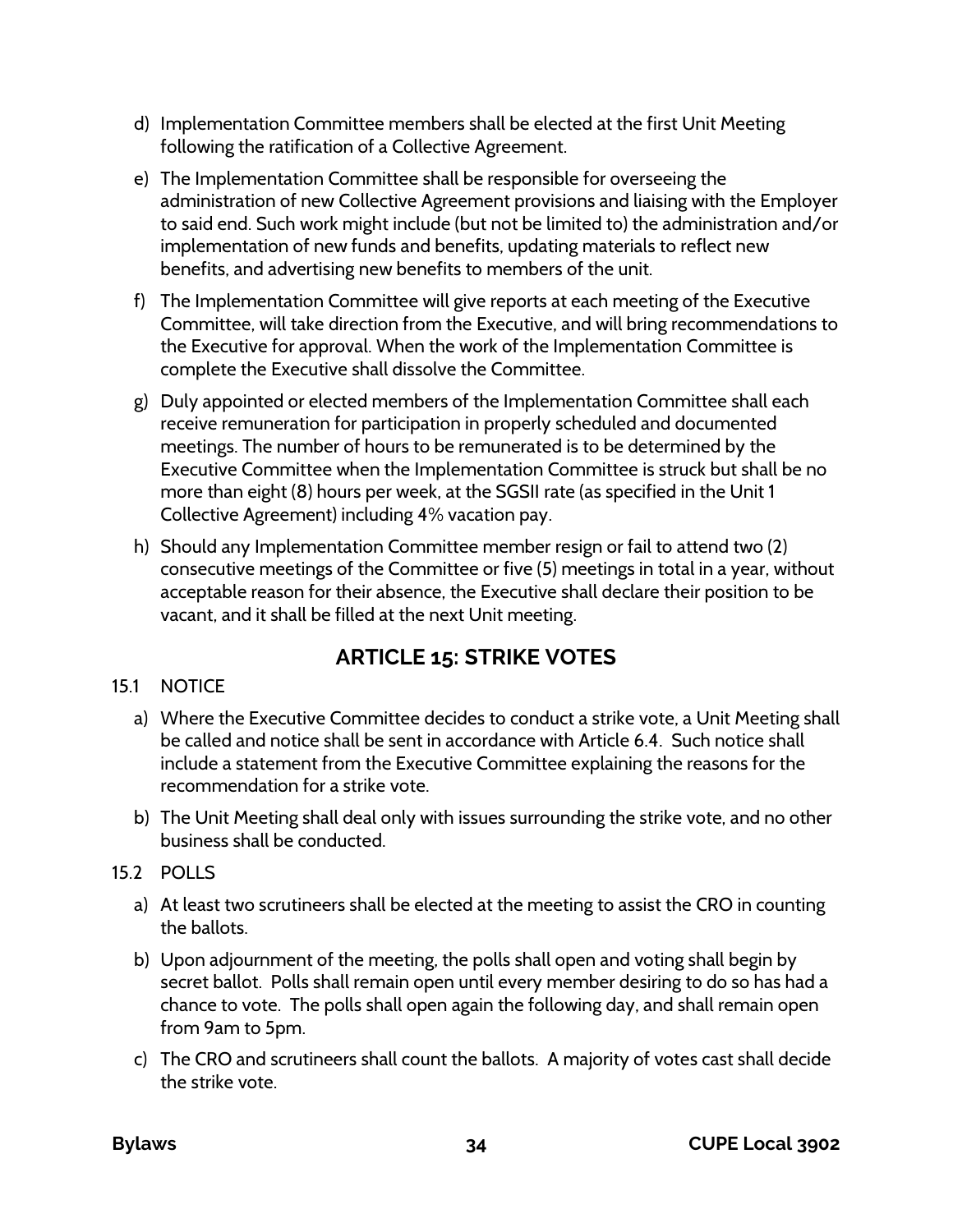d) Implementation Committee members shall be elected at the first Unit Meeting following the ratification of a Collective Agreement.

e) The Implementation Committee shall be responsible for overseeing the administration of new Collective Agreement provisions and liaising with the Employer to said end. Such work might include (but not be limited to) the administration and/or implementation of new funds and benefits, updating materials to reflect new benefits, and advertising new benefits to members of the unit.

f) The Implementation Committee will give reports at each meeting of the Executive Committee, will take direction from the Executive, and will bring recommendations to the Executive for approval. When the work of the Implementation Committee is complete the Executive shall dissolve the Committee.

g) Duly appointed or elected members of the Implementation Committee shall each receive remuneration for participation in properly scheduled and documented meetings. The number of hours to be remunerated is to be determined by the Executive Committee when the Implementation Committee is struck but shall be no more than eight (8) hours per week, at the SGSII rate (as specified in the Unit 1 Collective Agreement) including 4% vacation pay.

h) Should any Implementation Committee member resign or fail to attend two (2) consecutive meetings of the Committee or five (5) meetings in total in a year, without acceptable reason for their absence, the Executive shall declare their position to be vacant, and it shall be filled at the next Unit meeting.

## ARTICLE 15: STRIKE VOTES

15.1 NOTICE

a) Where the Executive Committee decides to conduct a strike vote, a Unit Meeting shall be called and notice shall be sent in accordance with Article 6.4. Such notice shall include a statement from the Executive Committee explaining the reasons for the recommendation for a strike vote.

b) The Unit Meeting shall deal only with issues surrounding the strike vote, and no other business shall be conducted.

15.2 POLLS

a) At least two scrutineers shall be elected at the meeting to assist the CRO in counting the ballots.

b) Upon adjournment of the meeting, the polls shall open and voting shall begin by secret ballot. Polls shall remain open until every member desiring to do so has had a chance to vote. The polls shall open again the following day, and shall remain open from 9am to 5pm.

c) The CRO and scrutineers shall count the ballots. A majority of votes cast shall decide the strike vote.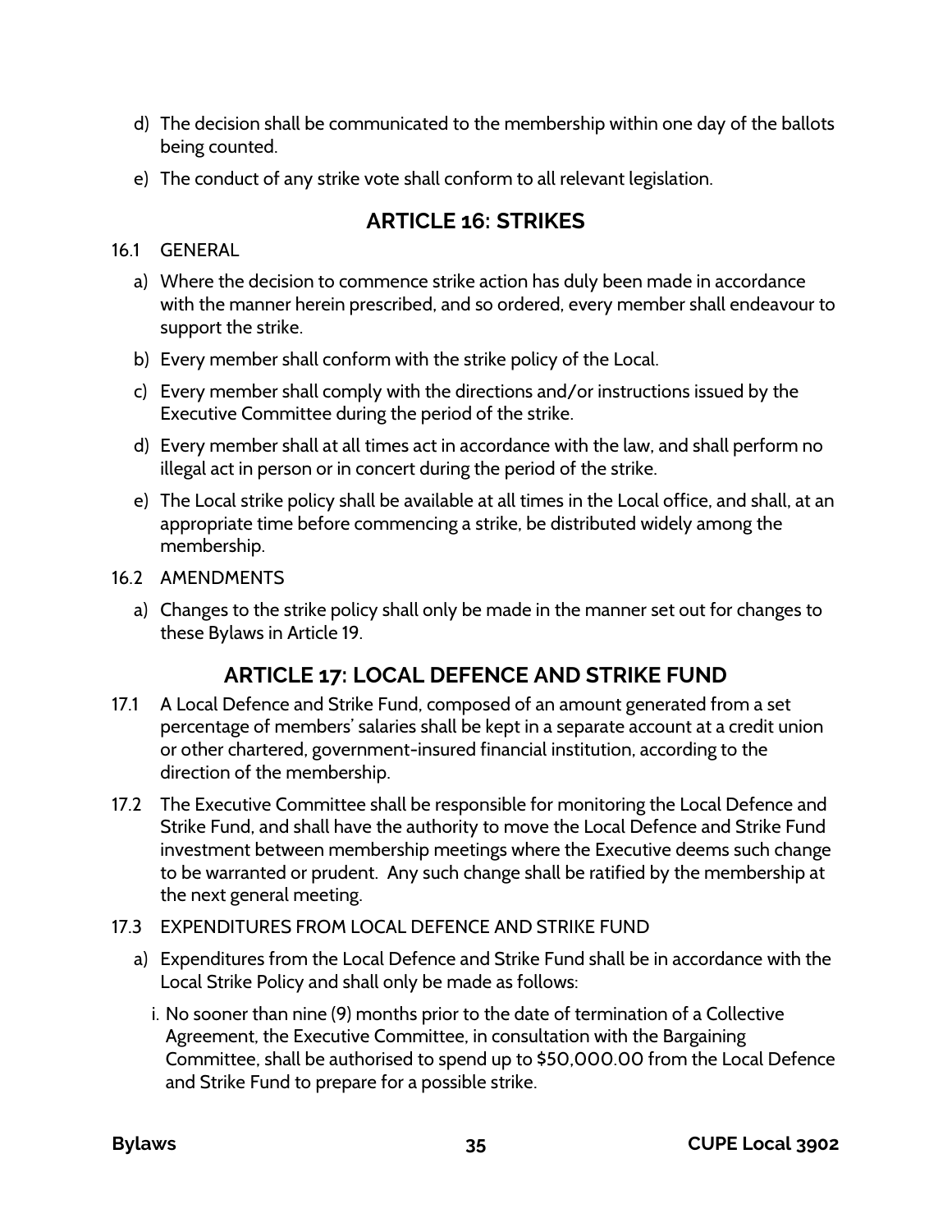d) The decision shall be communicated to the membership within one day of the ballots being counted.

e) The conduct of any strike vote shall conform to all relevant legislation.

## ARTICLE 16: STRIKES

16.1 GENERAL

a) Where the decision to commence strike action has duly been made in accordance with the manner herein prescribed, and so ordered, every member shall endeavour to support the strike.

b) Every member shall conform with the strike policy of the Local.

c) Every member shall comply with the directions and/or instructions issued by the Executive Committee during the period of the strike.

d) Every member shall at all times act in accordance with the law, and shall perform no illegal act in person or in concert during the period of the strike.

e) The Local strike policy shall be available at all times in the Local office, and shall, at an appropriate time before commencing a strike, be distributed widely among the membership.

16.2 AMENDMENTS

a) Changes to the strike policy shall only be made in the manner set out for changes to these Bylaws in Article 19.

## ARTICLE 17: LOCAL DEFENCE AND STRIKE FUND

17.1 A Local Defence and Strike Fund, composed of an amount generated from a set percentage of members' salaries shall be kept in a separate account at a credit union or other chartered, government-insured financial institution, according to the direction of the membership.

17.2 The Executive Committee shall be responsible for monitoring the Local Defence and Strike Fund, and shall have the authority to move the Local Defence and Strike Fund investment between membership meetings where the Executive deems such change to be warranted or prudent. Any such change shall be ratified by the membership at the next general meeting.

17.3 EXPENDITURES FROM LOCAL DEFENCE AND STRIKE FUND

a) Expenditures from the Local Defence and Strike Fund shall be in accordance with the Local Strike Policy and shall only be made as follows:

i. No sooner than nine (9) months prior to the date of termination of a Collective Agreement, the Executive Committee, in consultation with the Bargaining Committee, shall be authorised to spend up to $50,000.00 from the Local Defence and Strike Fund to prepare for a possible strike.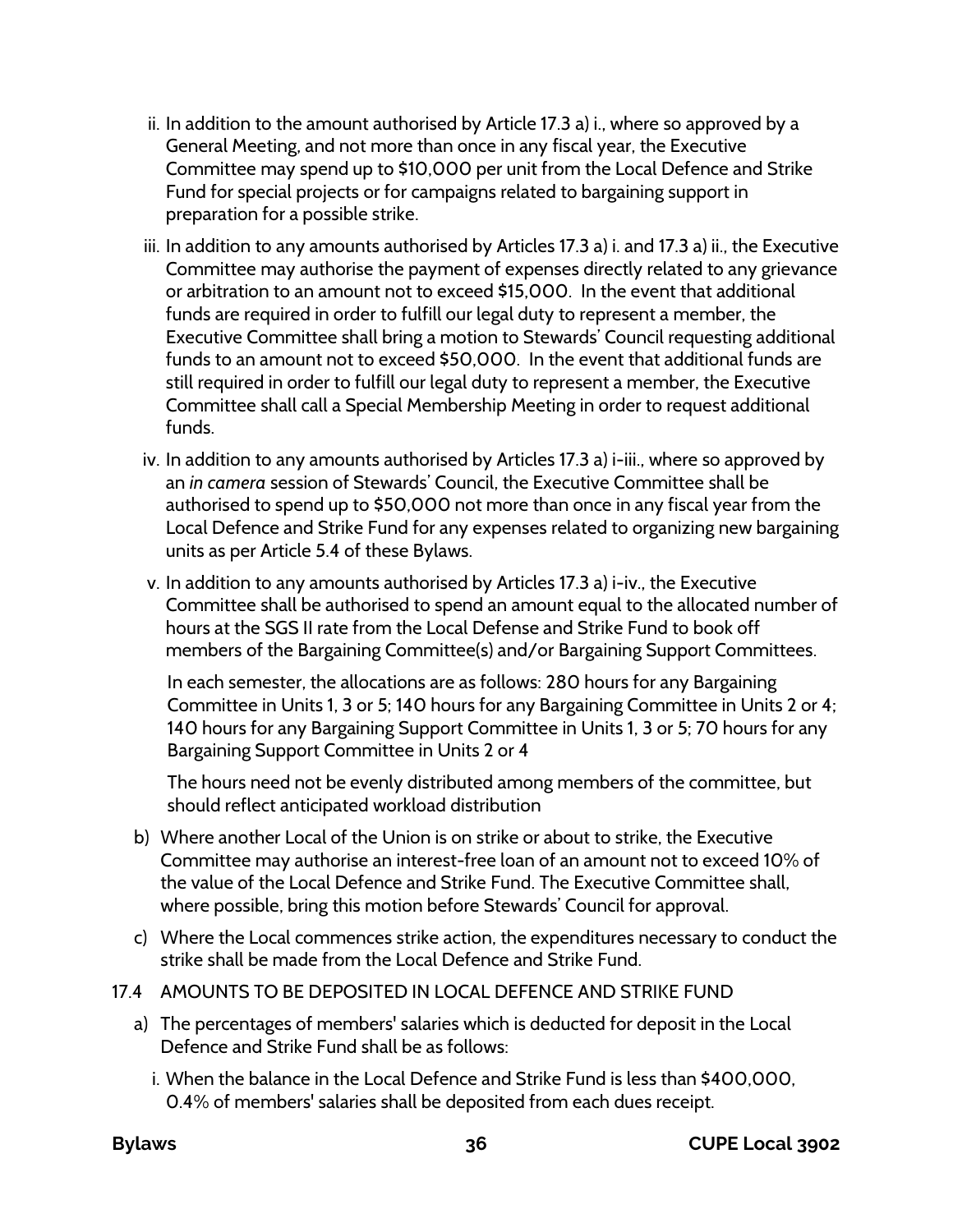ii. In addition to the amount authorised by Article 17.3 a) i., where so approved by a General Meeting, and not more than once in any fiscal year, the Executive Committee may spend up to $10,000 per unit from the Local Defence and Strike Fund for special projects or for campaigns related to bargaining support in preparation for a possible strike.

iii. In addition to any amounts authorised by Articles 17.3 a) i. and 17.3 a) ii., the Executive Committee may authorise the payment of expenses directly related to any grievance or arbitration to an amount not to exceed $15,000. In the event that additional funds are required in order to fulfill our legal duty to represent a member, the Executive Committee shall bring a motion to Stewards' Council requesting additional funds to an amount not to exceed $50,000. In the event that additional funds are still required in order to fulfill our legal duty to represent a member, the Executive Committee shall call a Special Membership Meeting in order to request additional funds.

iv. In addition to any amounts authorised by Articles 17.3 a) i-iii., where so approved by an *in camera* session of Stewards' Council, the Executive Committee shall be authorised to spend up to $50,000 not more than once in any fiscal year from the Local Defence and Strike Fund for any expenses related to organizing new bargaining units as per Article 5.4 of these Bylaws.

v. In addition to any amounts authorised by Articles 17.3 a) i-iv., the Executive Committee shall be authorised to spend an amount equal to the allocated number of hours at the SGS II rate from the Local Defense and Strike Fund to book off members of the Bargaining Committee(s) and/or Bargaining Support Committees.

In each semester, the allocations are as follows: 280 hours for any Bargaining Committee in Units 1, 3 or 5; 140 hours for any Bargaining Committee in Units 2 or 4; 140 hours for any Bargaining Support Committee in Units 1, 3 or 5; 70 hours for any Bargaining Support Committee in Units 2 or 4

The hours need not be evenly distributed among members of the committee, but should reflect anticipated workload distribution

b) Where another Local of the Union is on strike or about to strike, the Executive Committee may authorise an interest-free loan of an amount not to exceed 10% of the value of the Local Defence and Strike Fund. The Executive Committee shall, where possible, bring this motion before Stewards' Council for approval.

c) Where the Local commences strike action, the expenditures necessary to conduct the strike shall be made from the Local Defence and Strike Fund.

17.4 AMOUNTS TO BE DEPOSITED IN LOCAL DEFENCE AND STRIKE FUND

a) The percentages of members' salaries which is deducted for deposit in the Local Defence and Strike Fund shall be as follows:

i. When the balance in the Local Defence and Strike Fund is less than $400,000, 0.4% of members' salaries shall be deposited from each dues receipt.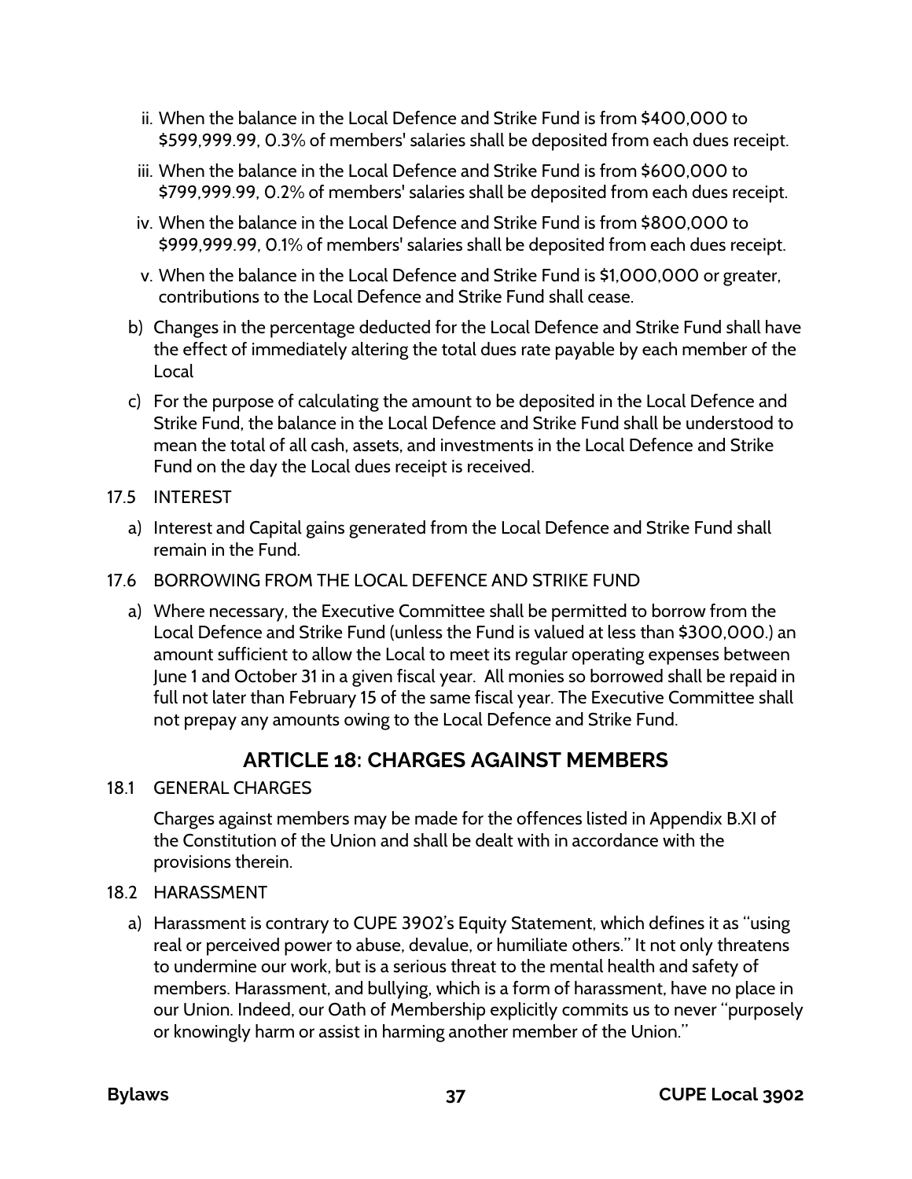ii. When the balance in the Local Defence and Strike Fund is from $400,000 to $599,999.99, 0.3% of members' salaries shall be deposited from each dues receipt.

iii. When the balance in the Local Defence and Strike Fund is from $600,000 to $799,999.99, 0.2% of members' salaries shall be deposited from each dues receipt.

iv. When the balance in the Local Defence and Strike Fund is from $800,000 to $999,999.99, 0.1% of members' salaries shall be deposited from each dues receipt.

v. When the balance in the Local Defence and Strike Fund is $1,000,000 or greater, contributions to the Local Defence and Strike Fund shall cease.

b) Changes in the percentage deducted for the Local Defence and Strike Fund shall have the effect of immediately altering the total dues rate payable by each member of the Local

c) For the purpose of calculating the amount to be deposited in the Local Defence and Strike Fund, the balance in the Local Defence and Strike Fund shall be understood to mean the total of all cash, assets, and investments in the Local Defence and Strike Fund on the day the Local dues receipt is received.

17.5 INTEREST

a) Interest and Capital gains generated from the Local Defence and Strike Fund shall remain in the Fund.

17.6 BORROWING FROM THE LOCAL DEFENCE AND STRIKE FUND

a) Where necessary, the Executive Committee shall be permitted to borrow from the Local Defence and Strike Fund (unless the Fund is valued at less than $300,000.) an amount sufficient to allow the Local to meet its regular operating expenses between June 1 and October 31 in a given fiscal year. All monies so borrowed shall be repaid in full not later than February 15 of the same fiscal year. The Executive Committee shall not prepay any amounts owing to the Local Defence and Strike Fund.

## ARTICLE 18: CHARGES AGAINST MEMBERS

18.1 GENERAL CHARGES

Charges against members may be made for the offences listed in Appendix B.XI of the Constitution of the Union and shall be dealt with in accordance with the provisions therein.

18.2 HARASSMENT

a) Harassment is contrary to CUPE 3902's Equity Statement, which defines it as "using real or perceived power to abuse, devalue, or humiliate others." It not only threatens to undermine our work, but is a serious threat to the mental health and safety of members. Harassment, and bullying, which is a form of harassment, have no place in our Union. Indeed, our Oath of Membership explicitly commits us to never "purposely or knowingly harm or assist in harming another member of the Union."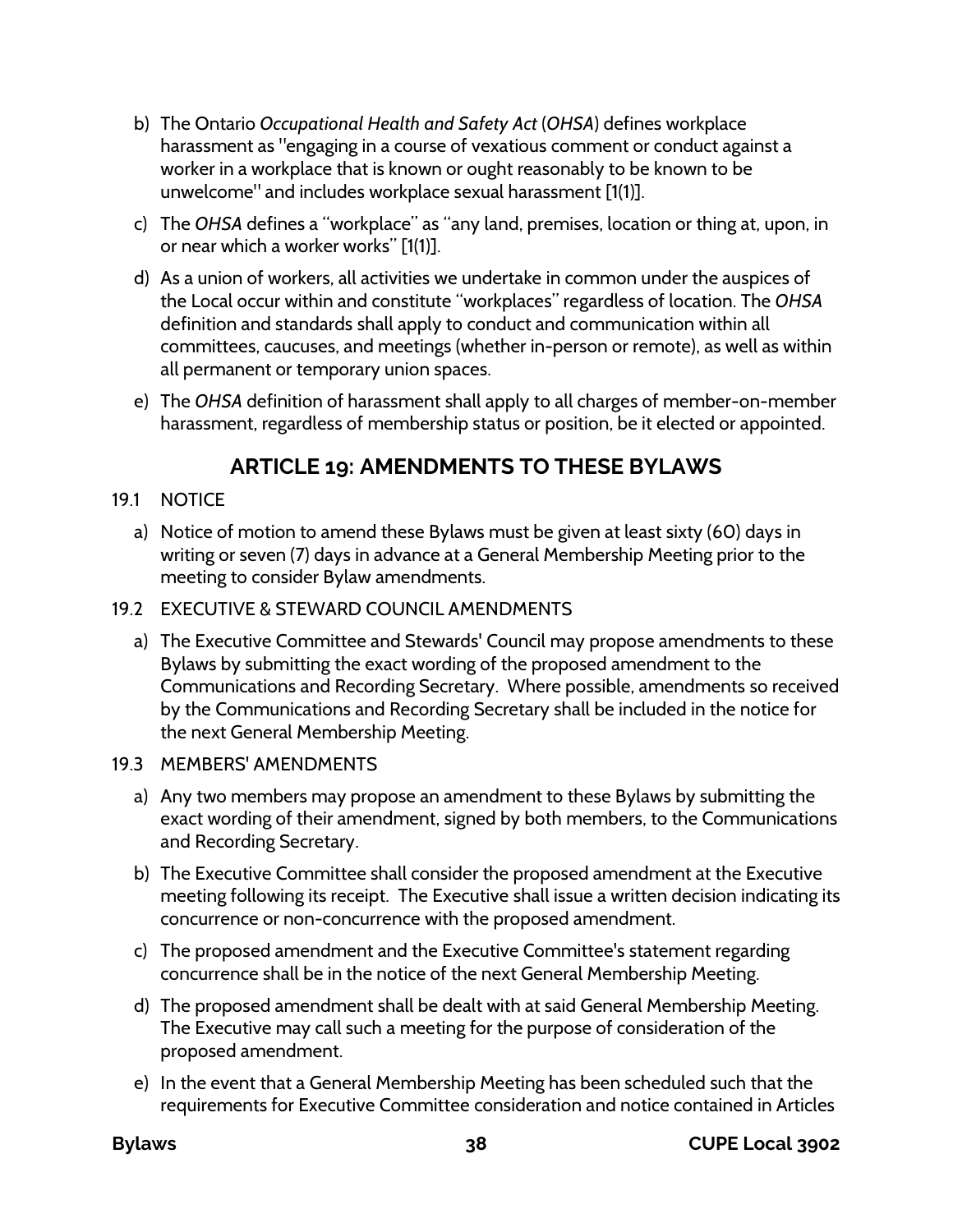b) The Ontario *Occupational Health and Safety Act* (*OHSA*) defines workplace harassment as "engaging in a course of vexatious comment or conduct against a worker in a workplace that is known or ought reasonably to be known to be unwelcome" and includes workplace sexual harassment [1(1)].

c) The *OHSA* defines a "workplace" as "any land, premises, location or thing at, upon, in or near which a worker works" [1(1)].

d) As a union of workers, all activities we undertake in common under the auspices of the Local occur within and constitute "workplaces" regardless of location. The *OHSA* definition and standards shall apply to conduct and communication within all committees, caucuses, and meetings (whether in-person or remote), as well as within all permanent or temporary union spaces.

e) The *OHSA* definition of harassment shall apply to all charges of member-on-member harassment, regardless of membership status or position, be it elected or appointed.

## ARTICLE 19: AMENDMENTS TO THESE BYLAWS

19.1 NOTICE

a) Notice of motion to amend these Bylaws must be given at least sixty (60) days in writing or seven (7) days in advance at a General Membership Meeting prior to the meeting to consider Bylaw amendments.

19.2 EXECUTIVE & STEWARD COUNCIL AMENDMENTS

a) The Executive Committee and Stewards' Council may propose amendments to these Bylaws by submitting the exact wording of the proposed amendment to the Communications and Recording Secretary. Where possible, amendments so received by the Communications and Recording Secretary shall be included in the notice for the next General Membership Meeting.

19.3 MEMBERS' AMENDMENTS

a) Any two members may propose an amendment to these Bylaws by submitting the exact wording of their amendment, signed by both members, to the Communications and Recording Secretary.

b) The Executive Committee shall consider the proposed amendment at the Executive meeting following its receipt. The Executive shall issue a written decision indicating its concurrence or non-concurrence with the proposed amendment.

c) The proposed amendment and the Executive Committee's statement regarding concurrence shall be in the notice of the next General Membership Meeting.

d) The proposed amendment shall be dealt with at said General Membership Meeting. The Executive may call such a meeting for the purpose of consideration of the proposed amendment.

e) In the event that a General Membership Meeting has been scheduled such that the requirements for Executive Committee consideration and notice contained in Articles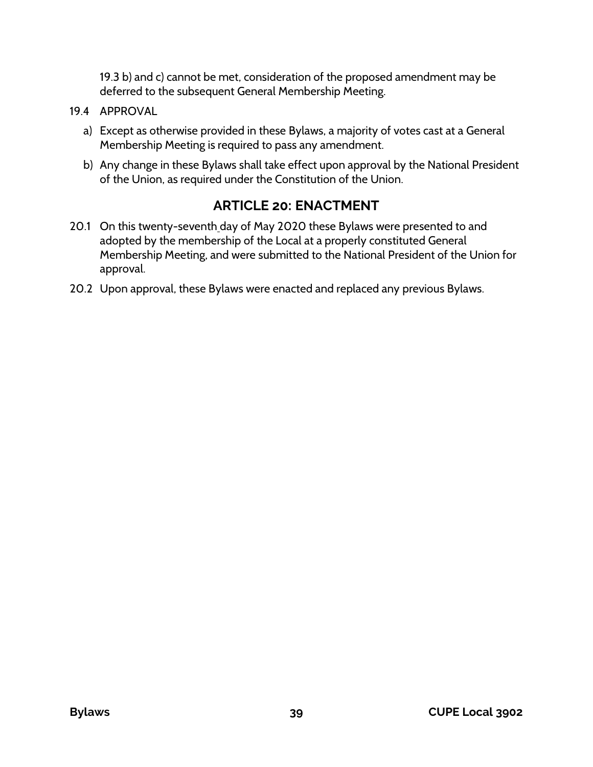19.3 b) and c) cannot be met, consideration of the proposed amendment may be deferred to the subsequent General Membership Meeting.

19.4 APPROVAL

a) Except as otherwise provided in these Bylaws, a majority of votes cast at a General Membership Meeting is required to pass any amendment.

b) Any change in these Bylaws shall take effect upon approval by the National President of the Union, as required under the Constitution of the Union.

## ARTICLE 20: ENACTMENT

20.1 On this twenty-seventh day of May 2020 these Bylaws were presented to and adopted by the membership of the Local at a properly constituted General Membership Meeting, and were submitted to the National President of the Union for approval.

20.2 Upon approval, these Bylaws were enacted and replaced any previous Bylaws.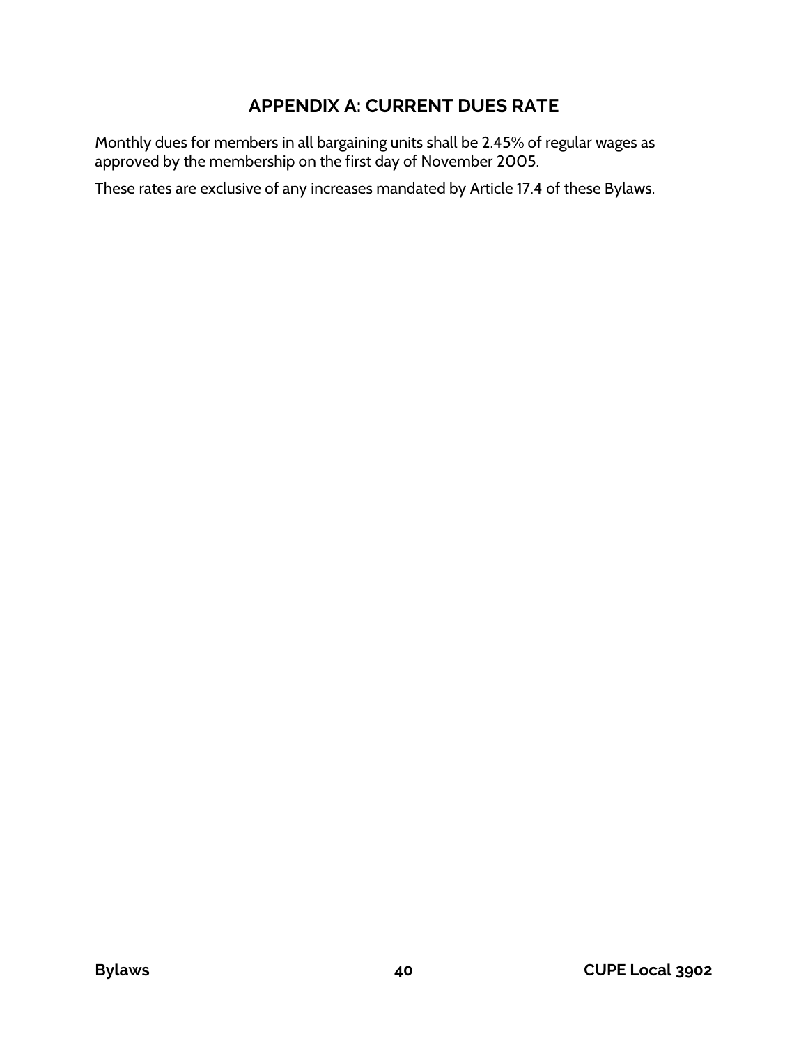## APPENDIX A: CURRENT DUES RATE

Monthly dues for members in all bargaining units shall be 2.45% of regular wages as approved by the membership on the first day of November 2005.

These rates are exclusive of any increases mandated by Article 17.4 of these Bylaws.